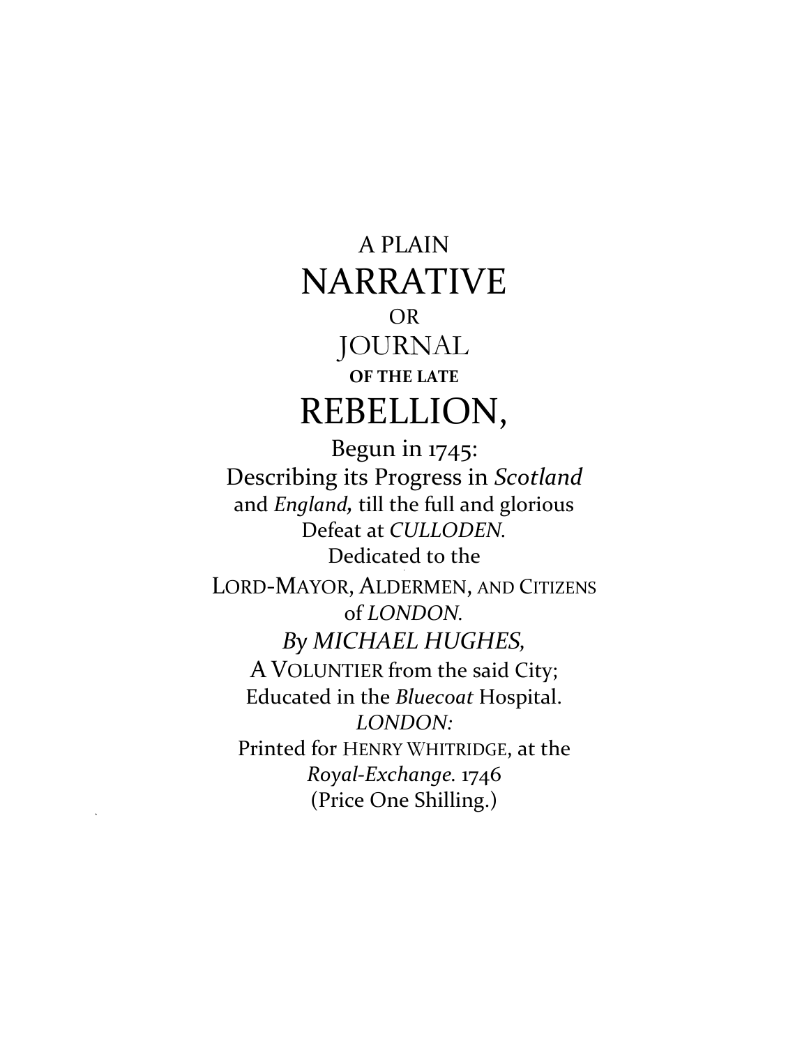A PLAIN

# NARRATIVE

OR

JOURNAL

**OF THE LATE**

# REBELLION,

Begun in 1745:

Describing its Progress in *Scotland* and *England,* till the full and glorious Defeat at *CULLODEN.*

Dedicated to the

LORD-MAYOR, ALDERMEN, AND CITIZENS of *LONDON.*

*By MICHAEL HUGHES,*

A VOLUNTIER from the said City;
Educated in the *Bluecoat* Hospital.

*LONDON:*

Printed for HENRY WHITRIDGE, at the *Royal-Exchange.* 1746

(Price One Shilling.)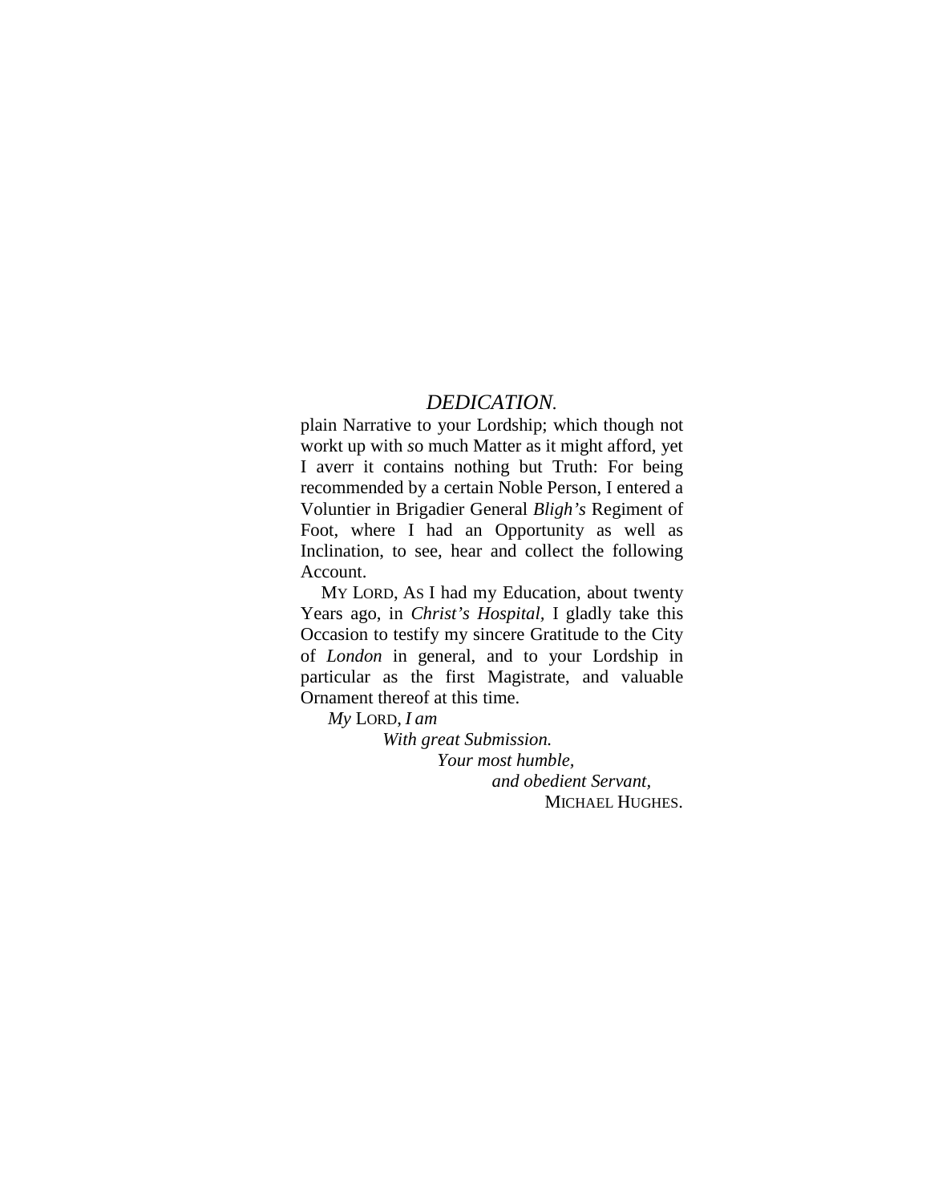*DEDICATION.*

plain Narrative to your Lordship; which though not workt up with so much Matter as it might afford, yet I averr it contains nothing but Truth: For being recommended by a certain Noble Person, I entered a Voluntier in Brigadier General *Bligh's* Regiment of Foot, where I had an Opportunity as well as Inclination, to see, hear and collect the following Account.

MY LORD, AS I had my Education, about twenty Years ago, in *Christ's Hospital*, I gladly take this Occasion to testify my sincere Gratitude to the City of *London* in general, and to your Lordship in particular as the first Magistrate, and valuable Ornament thereof at this time.

*My* LORD, *I am*

*With great Submission.*

*Your most humble,*

*and obedient Servant,*

MICHAEL HUGHES.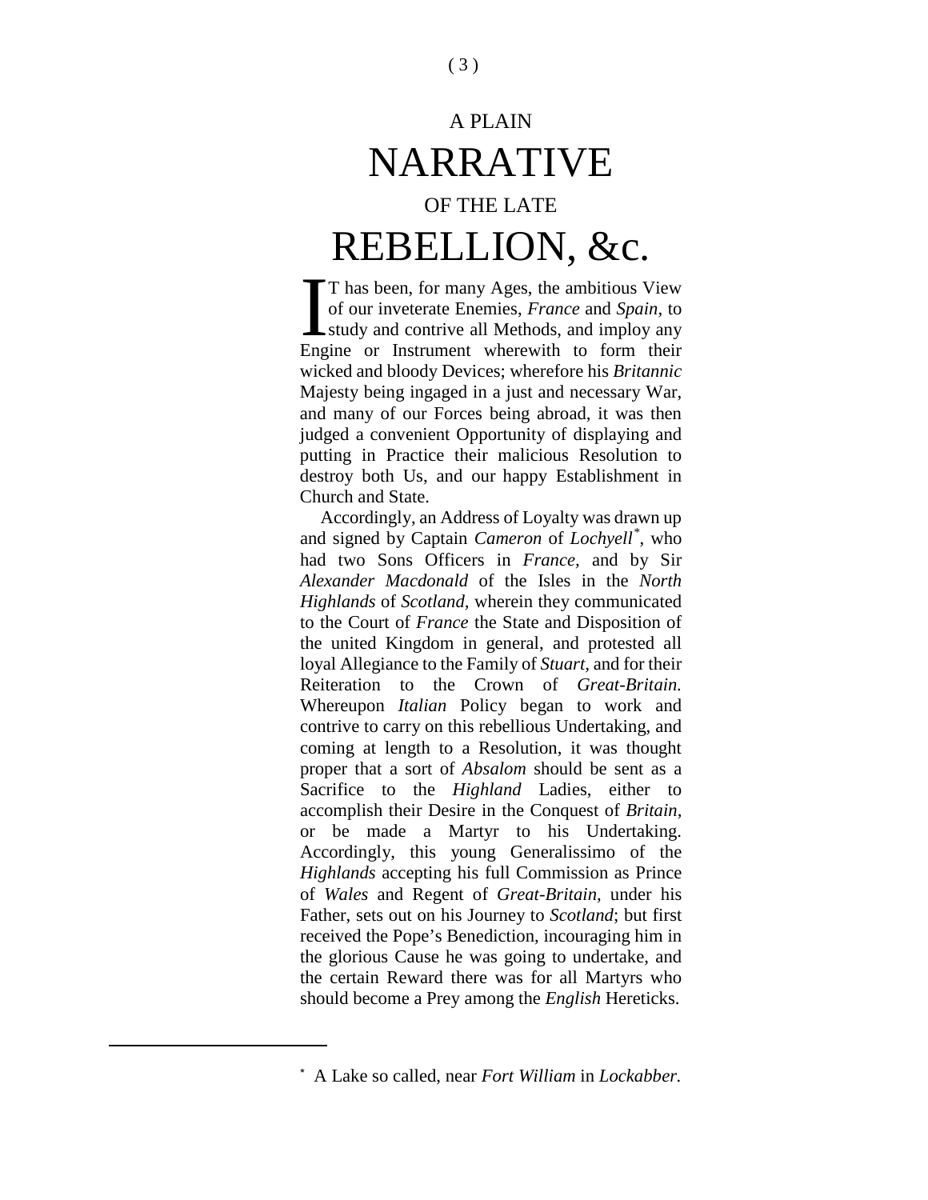# A PLAIN NARRATIVE OF THE LATE REBELLION, &c.

IT has been, for many Ages, the ambitious View of our inveterate Enemies, *France* and *Spain*, to study and contrive all Methods, and imploy any Engine or Instrument wherewith to form their wicked and bloody Devices; wherefore his *Britannic* Majesty being ingaged in a just and necessary War, and many of our Forces being abroad, it was then judged a convenient Opportunity of displaying and putting in Practice their malicious Resolution to destroy both Us, and our happy Establishment in Church and State.

Accordingly, an Address of Loyalty was drawn up and signed by Captain *Cameron* of *Lochyell*[*], who had two Sons Officers in *France*, and by Sir *Alexander Macdonald* of the Isles in the *North Highlands* of *Scotland*, wherein they communicated to the Court of *France* the State and Disposition of the united Kingdom in general, and protested all loyal Allegiance to the Family of *Stuart*, and for their Reiteration to the Crown of *Great-Britain*. Whereupon *Italian* Policy began to work and contrive to carry on this rebellious Undertaking, and coming at length to a Resolution, it was thought proper that a sort of *Absalom* should be sent as a Sacrifice to the *Highland* Ladies, either to accomplish their Desire in the Conquest of *Britain*, or be made a Martyr to his Undertaking. Accordingly, this young Generalissimo of the *Highlands* accepting his full Commission as Prince of *Wales* and Regent of *Great-Britain*, under his Father, sets out on his Journey to *Scotland*; but first received the Pope's Benediction, incouraging him in the glorious Cause he was going to undertake, and the certain Reward there was for all Martyrs who should become a Prey among the *English* Hereticks.

---

[*] A Lake so called, near *Fort William* in *Lockabber*.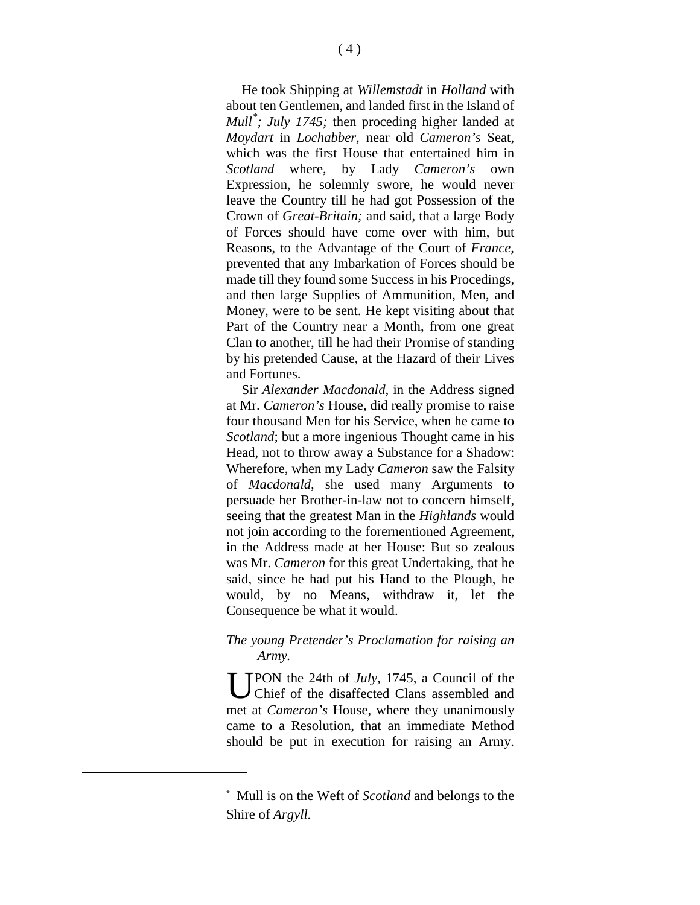He took Shipping at *Willemstadt* in *Holland* with about ten Gentlemen, and landed first in the Island of *Mull*[*]*; July 1745;* then proceding higher landed at *Moydart* in *Lochabber*, near old *Cameron's* Seat, which was the first House that entertained him in *Scotland* where, by Lady *Cameron's* own Expression, he solemnly swore, he would never leave the Country till he had got Possession of the Crown of *Great-Britain;* and said, that a large Body of Forces should have come over with him, but Reasons, to the Advantage of the Court of *France*, prevented that any Imbarkation of Forces should be made till they found some Success in his Procedings, and then large Supplies of Ammunition, Men, and Money, were to be sent. He kept visiting about that Part of the Country near a Month, from one great Clan to another, till he had their Promise of standing by his pretended Cause, at the Hazard of their Lives and Fortunes.

Sir *Alexander Macdonald,* in the Address signed at Mr. *Cameron's* House, did really promise to raise four thousand Men for his Service, when he came to *Scotland*; but a more ingenious Thought came in his Head, not to throw away a Substance for a Shadow: Wherefore, when my Lady *Cameron* saw the Falsity of *Macdonald,* she used many Arguments to persuade her Brother-in-law not to concern himself, seeing that the greatest Man in the *Highlands* would not join according to the forernentioned Agreement, in the Address made at her House: But so zealous was Mr. *Cameron* for this great Undertaking, that he said, since he had put his Hand to the Plough, he would, by no Means, withdraw it, let the Consequence be what it would.

### *The young Pretender's Proclamation for raising an Army.*

UPON the 24th of *July*, 1745, a Council of the Chief of the disaffected Clans assembled and met at *Cameron's* House, where they unanimously came to a Resolution, that an immediate Method should be put in execution for raising an Army.

[*] Mull is on the Weft of *Scotland* and belongs to the Shire of *Argyll.*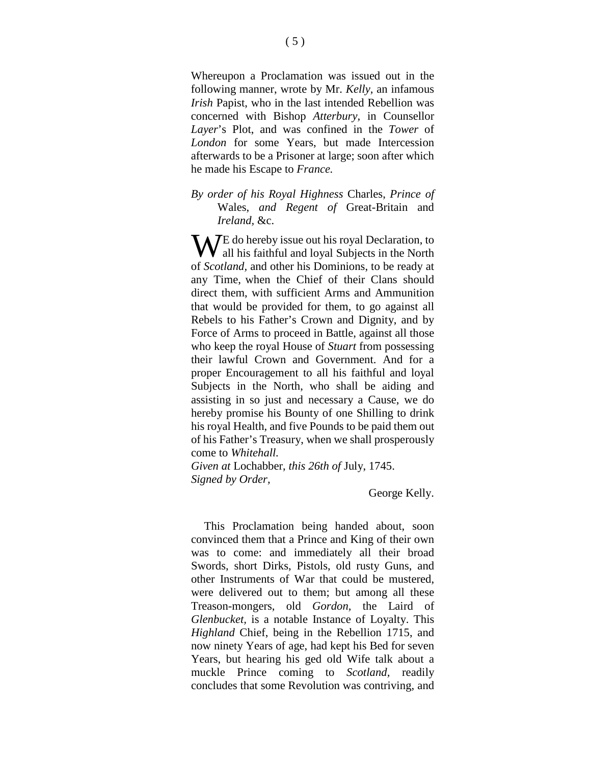Whereupon a Proclamation was issued out in the following manner, wrote by Mr. *Kelly*, an infamous *Irish* Papist, who in the last intended Rebellion was concerned with Bishop *Atterbury*, in Counsellor *Layer*'s Plot, and was confined in the *Tower* of *London* for some Years, but made Intercession afterwards to be a Prisoner at large; soon after which he made his Escape to *France.*

*By order of his Royal Highness* Charles, *Prince of* Wales, *and Regent of* Great-Britain and *Ireland,* &c.

WE do hereby issue out his royal Declaration, to all his faithful and loyal Subjects in the North of *Scotland*, and other his Dominions, to be ready at any Time, when the Chief of their Clans should direct them, with sufficient Arms and Ammunition that would be provided for them, to go against all Rebels to his Father's Crown and Dignity, and by Force of Arms to proceed in Battle, against all those who keep the royal House of *Stuart* from possessing their lawful Crown and Government. And for a proper Encouragement to all his faithful and loyal Subjects in the North, who shall be aiding and assisting in so just and necessary a Cause, we do hereby promise his Bounty of one Shilling to drink his royal Health, and five Pounds to be paid them out of his Father's Treasury, when we shall prosperously come to *Whitehall.*

*Given at* Lochabber, *this 26th of* July, 1745.
*Signed by Order,*

George Kelly.

This Proclamation being handed about, soon convinced them that a Prince and King of their own was to come: and immediately all their broad Swords, short Dirks, Pistols, old rusty Guns, and other Instruments of War that could be mustered, were delivered out to them; but among all these Treason-mongers, old *Gordon,* the Laird of *Glenbucket,* is a notable Instance of Loyalty. This *Highland* Chief, being in the Rebellion 1715, and now ninety Years of age, had kept his Bed for seven Years, but hearing his ged old Wife talk about a muckle Prince coming to *Scotland,* readily concludes that some Revolution was contriving, and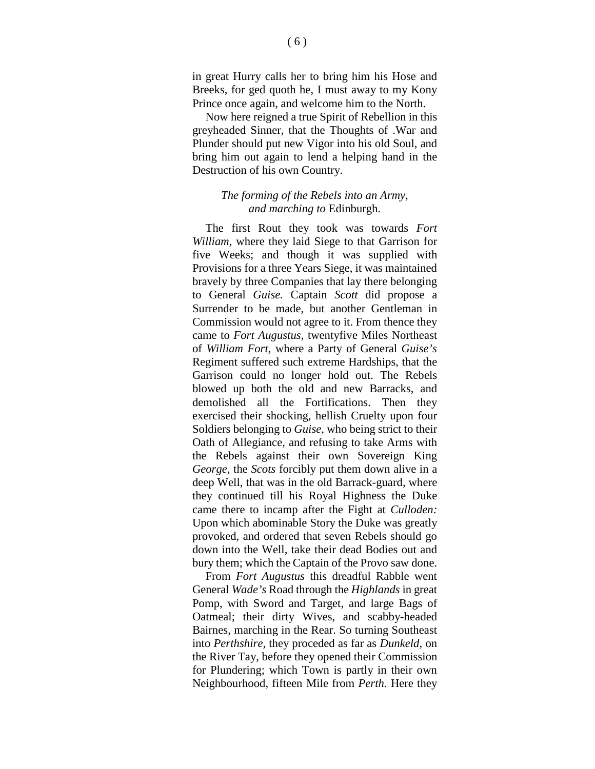in great Hurry calls her to bring him his Hose and Breeks, for ged quoth he, I must away to my Kony Prince once again, and welcome him to the North.

Now here reigned a true Spirit of Rebellion in this greyheaded Sinner, that the Thoughts of .War and Plunder should put new Vigor into his old Soul, and bring him out again to lend a helping hand in the Destruction of his own Country.

### *The forming of the Rebels into an Army, and marching to* Edinburgh.

The first Rout they took was towards *Fort William*, where they laid Siege to that Garrison for five Weeks; and though it was supplied with Provisions for a three Years Siege, it was maintained bravely by three Companies that lay there belonging to General *Guise.* Captain *Scott* did propose a Surrender to be made, but another Gentleman in Commission would not agree to it. From thence they came to *Fort Augustus*, twentyfive Miles Northeast of *William Fort*, where a Party of General *Guise's* Regiment suffered such extreme Hardships, that the Garrison could no longer hold out. The Rebels blowed up both the old and new Barracks, and demolished all the Fortifications. Then they exercised their shocking, hellish Cruelty upon four Soldiers belonging to *Guise*, who being strict to their Oath of Allegiance, and refusing to take Arms with the Rebels against their own Sovereign King *George*, the *Scots* forcibly put them down alive in a deep Well, that was in the old Barrack-guard, where they continued till his Royal Highness the Duke came there to incamp after the Fight at *Culloden:* Upon which abominable Story the Duke was greatly provoked, and ordered that seven Rebels should go down into the Well, take their dead Bodies out and bury them; which the Captain of the Provo saw done.

From *Fort Augustus* this dreadful Rabble went General *Wade's* Road through the *Highlands* in great Pomp, with Sword and Target, and large Bags of Oatmeal; their dirty Wives, and scabby-headed Bairnes, marching in the Rear. So turning Southeast into *Perthshire*, they proceeded as far as *Dunkeld*, on the River Tay, before they opened their Commission for Plundering; which Town is partly in their own Neighbourhood, fifteen Mile from *Perth.* Here they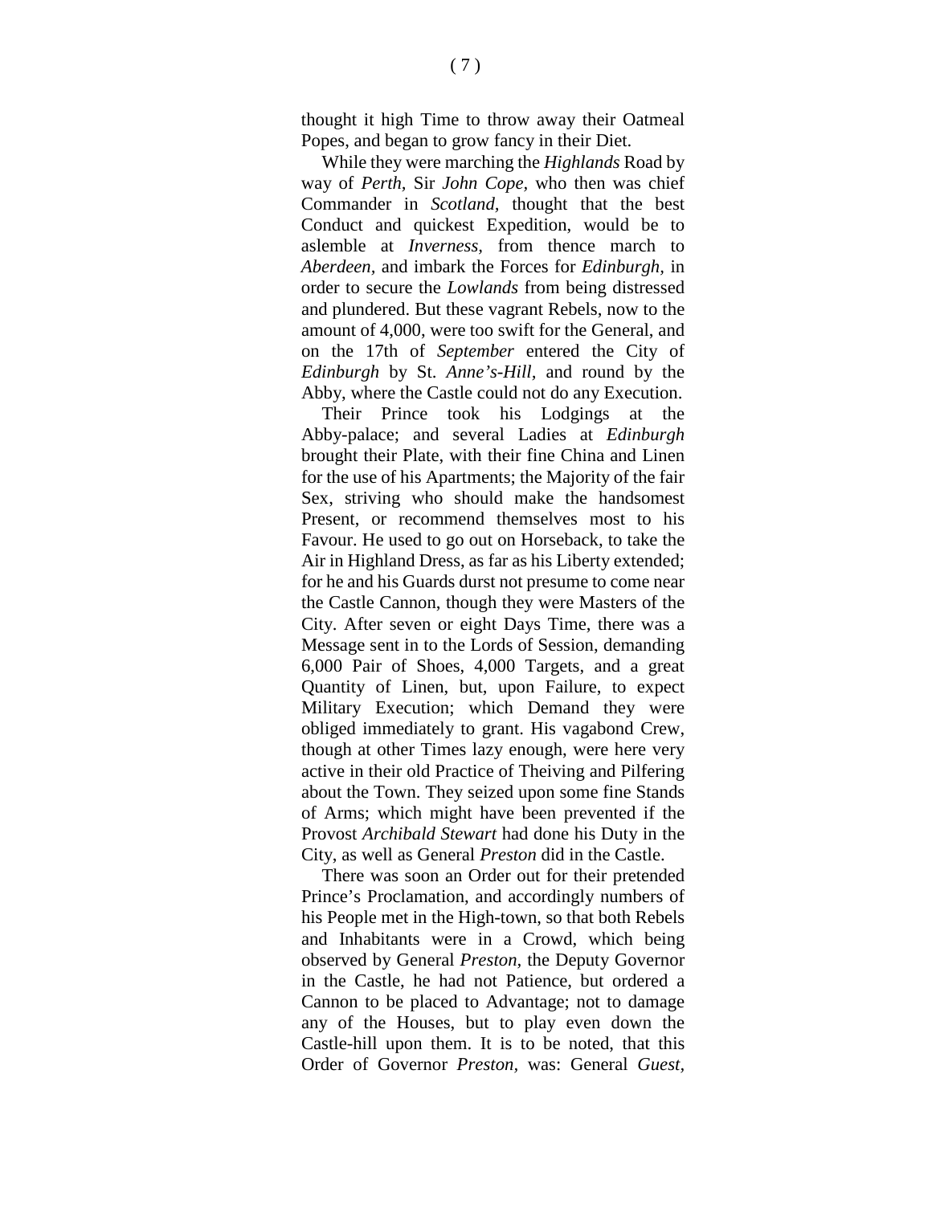thought it high Time to throw away their Oatmeal Popes, and began to grow fancy in their Diet.

While they were marching the *Highlands* Road by way of *Perth*, Sir *John Cope*, who then was chief Commander in *Scotland*, thought that the best Conduct and quickest Expedition, would be to aslemble at *Inverness*, from thence march to *Aberdeen*, and imbark the Forces for *Edinburgh*, in order to secure the *Lowlands* from being distressed and plundered. But these vagrant Rebels, now to the amount of 4,000, were too swift for the General, and on the 17th of *September* entered the City of *Edinburgh* by St. *Anne's-Hill*, and round by the Abby, where the Castle could not do any Execution.

Their Prince took his Lodgings at the Abby-palace; and several Ladies at *Edinburgh* brought their Plate, with their fine China and Linen for the use of his Apartments; the Majority of the fair Sex, striving who should make the handsomest Present, or recommend themselves most to his Favour. He used to go out on Horseback, to take the Air in Highland Dress, as far as his Liberty extended; for he and his Guards durst not presume to come near the Castle Cannon, though they were Masters of the City. After seven or eight Days Time, there was a Message sent in to the Lords of Session, demanding 6,000 Pair of Shoes, 4,000 Targets, and a great Quantity of Linen, but, upon Failure, to expect Military Execution; which Demand they were obliged immediately to grant. His vagabond Crew, though at other Times lazy enough, were here very active in their old Practice of Theiving and Pilfering about the Town. They seized upon some fine Stands of Arms; which might have been prevented if the Provost *Archibald Stewart* had done his Duty in the City, as well as General *Preston* did in the Castle.

There was soon an Order out for their pretended Prince's Proclamation, and accordingly numbers of his People met in the High-town, so that both Rebels and Inhabitants were in a Crowd, which being observed by General *Preston*, the Deputy Governor in the Castle, he had not Patience, but ordered a Cannon to be placed to Advantage; not to damage any of the Houses, but to play even down the Castle-hill upon them. It is to be noted, that this Order of Governor *Preston*, was: General *Guest*,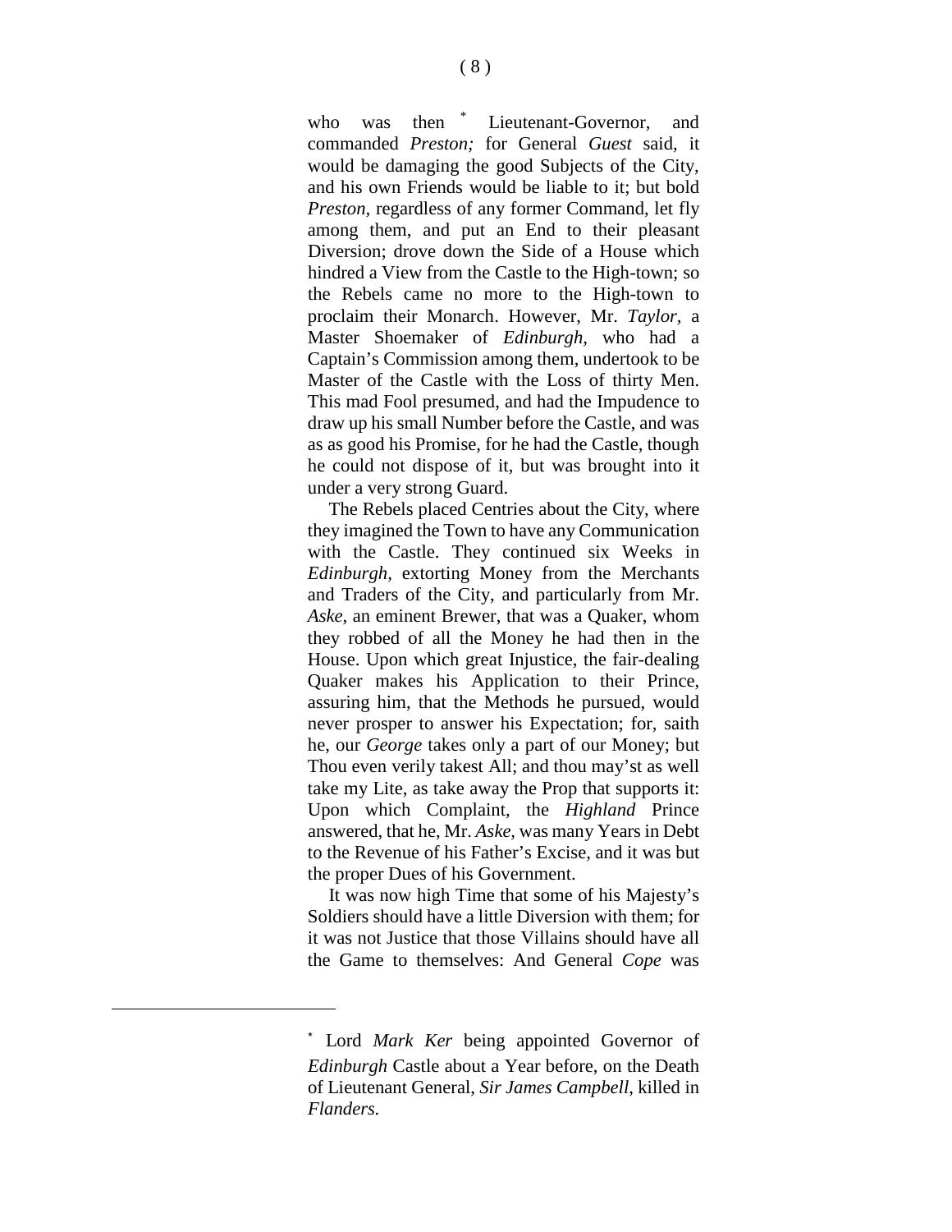who was then [*] Lieutenant-Governor, and commanded *Preston;* for General *Guest* said, it would be damaging the good Subjects of the City, and his own Friends would be liable to it; but bold *Preston,* regardless of any former Command, let fly among them, and put an End to their pleasant Diversion; drove down the Side of a House which hindred a View from the Castle to the High-town; so the Rebels came no more to the High-town to proclaim their Monarch. However, Mr. *Taylor,* a Master Shoemaker of *Edinburgh*, who had a Captain's Commission among them, undertook to be Master of the Castle with the Loss of thirty Men. This mad Fool presumed, and had the Impudence to draw up his small Number before the Castle, and was as as good his Promise, for he had the Castle, though he could not dispose of it, but was brought into it under a very strong Guard.

The Rebels placed Centries about the City, where they imagined the Town to have any Communication with the Castle. They continued six Weeks in *Edinburgh*, extorting Money from the Merchants and Traders of the City, and particularly from Mr. *Aske,* an eminent Brewer, that was a Quaker, whom they robbed of all the Money he had then in the House. Upon which great Injustice, the fair-dealing Quaker makes his Application to their Prince, assuring him, that the Methods he pursued, would never prosper to answer his Expectation; for, saith he, our *George* takes only a part of our Money; but Thou even verily takest All; and thou may'st as well take my Lite, as take away the Prop that supports it: Upon which Complaint, the *Highland* Prince answered, that he, Mr. *Aske,* was many Years in Debt to the Revenue of his Father's Excise, and it was but the proper Dues of his Government.

It was now high Time that some of his Majesty's Soldiers should have a little Diversion with them; for it was not Justice that those Villains should have all the Game to themselves: And General *Cope* was

---

[*] Lord *Mark Ker* being appointed Governor of *Edinburgh* Castle about a Year before, on the Death of Lieutenant General, *Sir James Campbell*, killed in *Flanders.*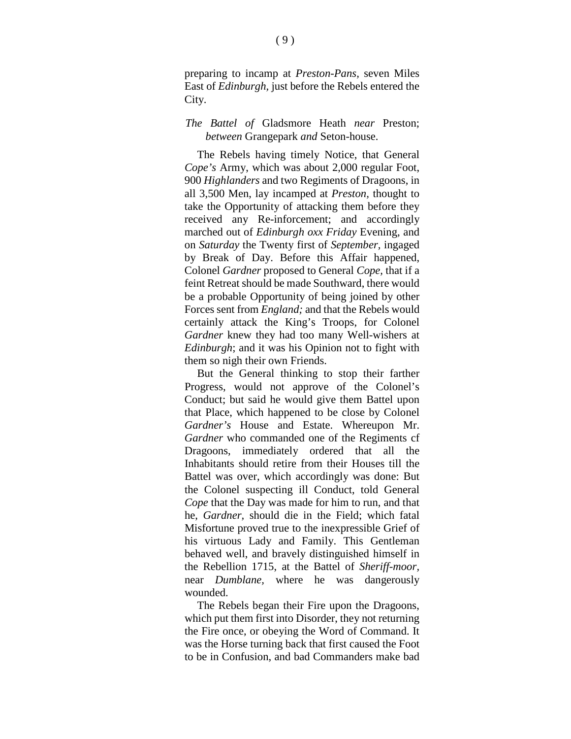preparing to incamp at *Preston-Pans*, seven Miles East of *Edinburgh*, just before the Rebels entered the City.

### *The Battel of* Gladsmore Heath *near* Preston; *between* Grangepark *and* Seton-house.

The Rebels having timely Notice, that General *Cope's* Army, which was about 2,000 regular Foot, 900 *Highlanders* and two Regiments of Dragoons, in all 3,500 Men, lay incamped at *Preston*, thought to take the Opportunity of attacking them before they received any Re-inforcement; and accordingly marched out of *Edinburgh oxx Friday* Evening, and on *Saturday* the Twenty first of *September*, ingaged by Break of Day. Before this Affair happened, Colonel *Gardner* proposed to General *Cope*, that if a feint Retreat should be made Southward, there would be a probable Opportunity of being joined by other Forces sent from *England;* and that the Rebels would certainly attack the King's Troops, for Colonel *Gardner* knew they had too many Well-wishers at *Edinburgh*; and it was his Opinion not to fight with them so nigh their own Friends.

But the General thinking to stop their farther Progress, would not approve of the Colonel's Conduct; but said he would give them Battel upon that Place, which happened to be close by Colonel *Gardner's* House and Estate. Whereupon Mr. *Gardner* who commanded one of the Regiments cf Dragoons, immediately ordered that all the Inhabitants should retire from their Houses till the Battel was over, which accordingly was done: But the Colonel suspecting ill Conduct, told General *Cope* that the Day was made for him to run, and that he, *Gardner*, should die in the Field; which fatal Misfortune proved true to the inexpressible Grief of his virtuous Lady and Family. This Gentleman behaved well, and bravely distinguished himself in the Rebellion 1715, at the Battel of *Sheriff-moor*, near *Dumblane*, where he was dangerously wounded.

The Rebels began their Fire upon the Dragoons, which put them first into Disorder, they not returning the Fire once, or obeying the Word of Command. It was the Horse turning back that first caused the Foot to be in Confusion, and bad Commanders make bad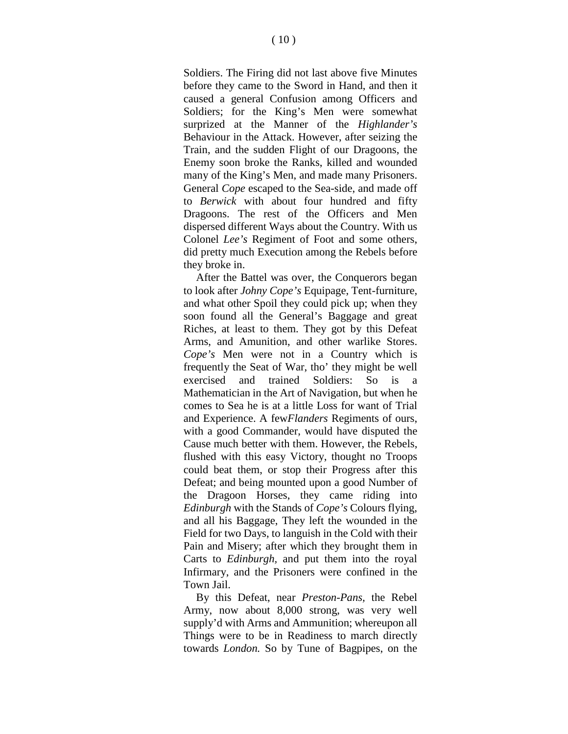Soldiers. The Firing did not last above five Minutes before they came to the Sword in Hand, and then it caused a general Confusion among Officers and Soldiers; for the King's Men were somewhat surprized at the Manner of the *Highlander's* Behaviour in the Attack. However, after seizing the Train, and the sudden Flight of our Dragoons, the Enemy soon broke the Ranks, killed and wounded many of the King's Men, and made many Prisoners. General *Cope* escaped to the Sea-side, and made off to *Berwick* with about four hundred and fifty Dragoons. The rest of the Officers and Men dispersed different Ways about the Country. With us Colonel *Lee's* Regiment of Foot and some others, did pretty much Execution among the Rebels before they broke in.

After the Battel was over, the Conquerors began to look after *Johny Cope's* Equipage, Tent-furniture, and what other Spoil they could pick up; when they soon found all the General's Baggage and great Riches, at least to them. They got by this Defeat Arms, and Amunition, and other warlike Stores. *Cope's* Men were not in a Country which is frequently the Seat of War, tho' they might be well exercised and trained Soldiers: So is a Mathematician in the Art of Navigation, but when he comes to Sea he is at a little Loss for want of Trial and Experience. A few*Flanders* Regiments of ours, with a good Commander, would have disputed the Cause much better with them. However, the Rebels, flushed with this easy Victory, thought no Troops could beat them, or stop their Progress after this Defeat; and being mounted upon a good Number of the Dragoon Horses, they came riding into *Edinburgh* with the Stands of *Cope's* Colours flying, and all his Baggage, They left the wounded in the Field for two Days, to languish in the Cold with their Pain and Misery; after which they brought them in Carts to *Edinburgh*, and put them into the royal Infirmary, and the Prisoners were confined in the Town Jail.

By this Defeat, near *Preston-Pans*, the Rebel Army, now about 8,000 strong, was very well supply'd with Arms and Ammunition; whereupon all Things were to be in Readiness to march directly towards *London.* So by Tune of Bagpipes, on the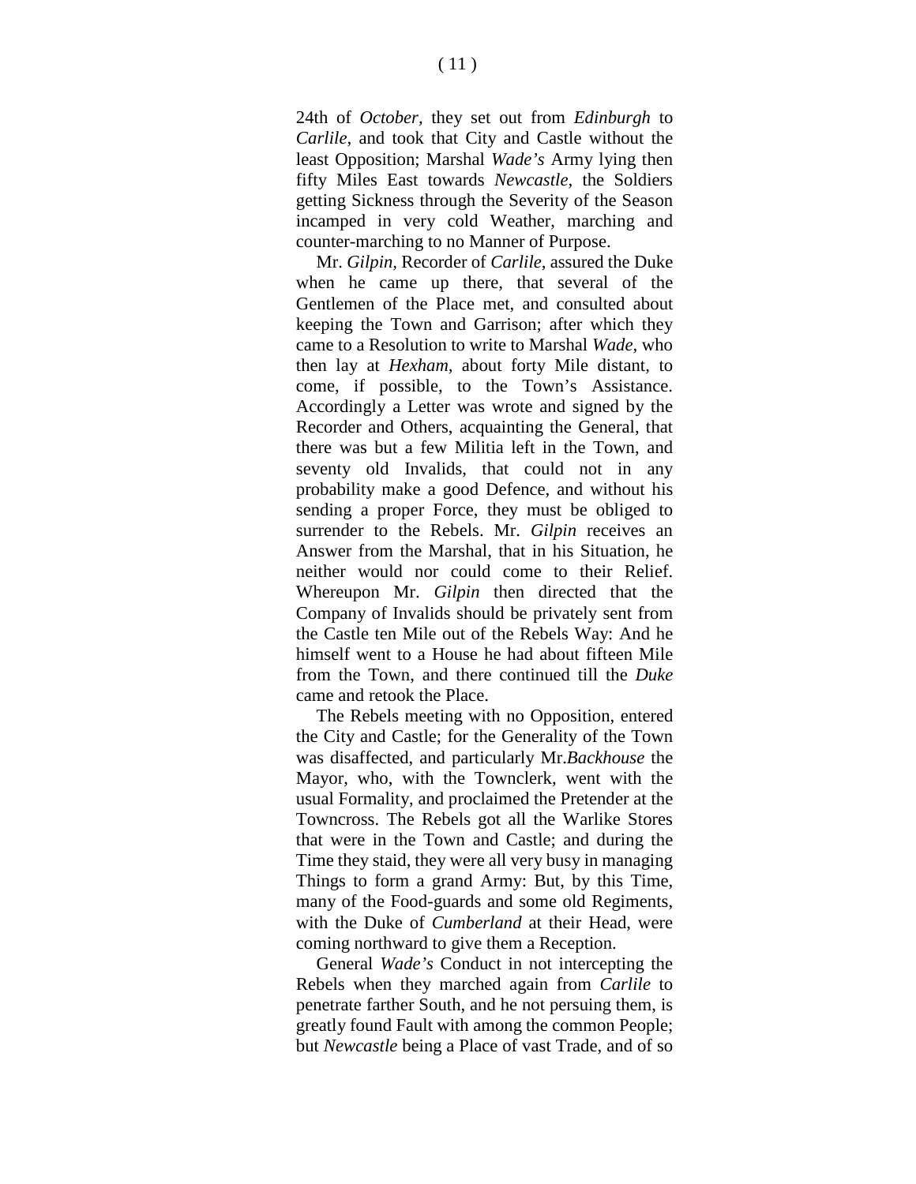24th of *October*, they set out from *Edinburgh* to *Carlile*, and took that City and Castle without the least Opposition; Marshal *Wade's* Army lying then fifty Miles East towards *Newcastle*, the Soldiers getting Sickness through the Severity of the Season incamped in very cold Weather, marching and counter-marching to no Manner of Purpose.

Mr. *Gilpin*, Recorder of *Carlile*, assured the Duke when he came up there, that several of the Gentlemen of the Place met, and consulted about keeping the Town and Garrison; after which they came to a Resolution to write to Marshal *Wade*, who then lay at *Hexham*, about forty Mile distant, to come, if possible, to the Town's Assistance. Accordingly a Letter was wrote and signed by the Recorder and Others, acquainting the General, that there was but a few Militia left in the Town, and seventy old Invalids, that could not in any probability make a good Defence, and without his sending a proper Force, they must be obliged to surrender to the Rebels. Mr. *Gilpin* receives an Answer from the Marshal, that in his Situation, he neither would nor could come to their Relief. Whereupon Mr. *Gilpin* then directed that the Company of Invalids should be privately sent from the Castle ten Mile out of the Rebels Way: And he himself went to a House he had about fifteen Mile from the Town, and there continued till the *Duke* came and retook the Place.

The Rebels meeting with no Opposition, entered the City and Castle; for the Generality of the Town was disaffected, and particularly Mr.*Backhouse* the Mayor, who, with the Townclerk, went with the usual Formality, and proclaimed the Pretender at the Towncross. The Rebels got all the Warlike Stores that were in the Town and Castle; and during the Time they staid, they were all very busy in managing Things to form a grand Army: But, by this Time, many of the Food-guards and some old Regiments, with the Duke of *Cumberland* at their Head, were coming northward to give them a Reception.

General *Wade's* Conduct in not intercepting the Rebels when they marched again from *Carlile* to penetrate farther South, and he not persuing them, is greatly found Fault with among the common People; but *Newcastle* being a Place of vast Trade, and of so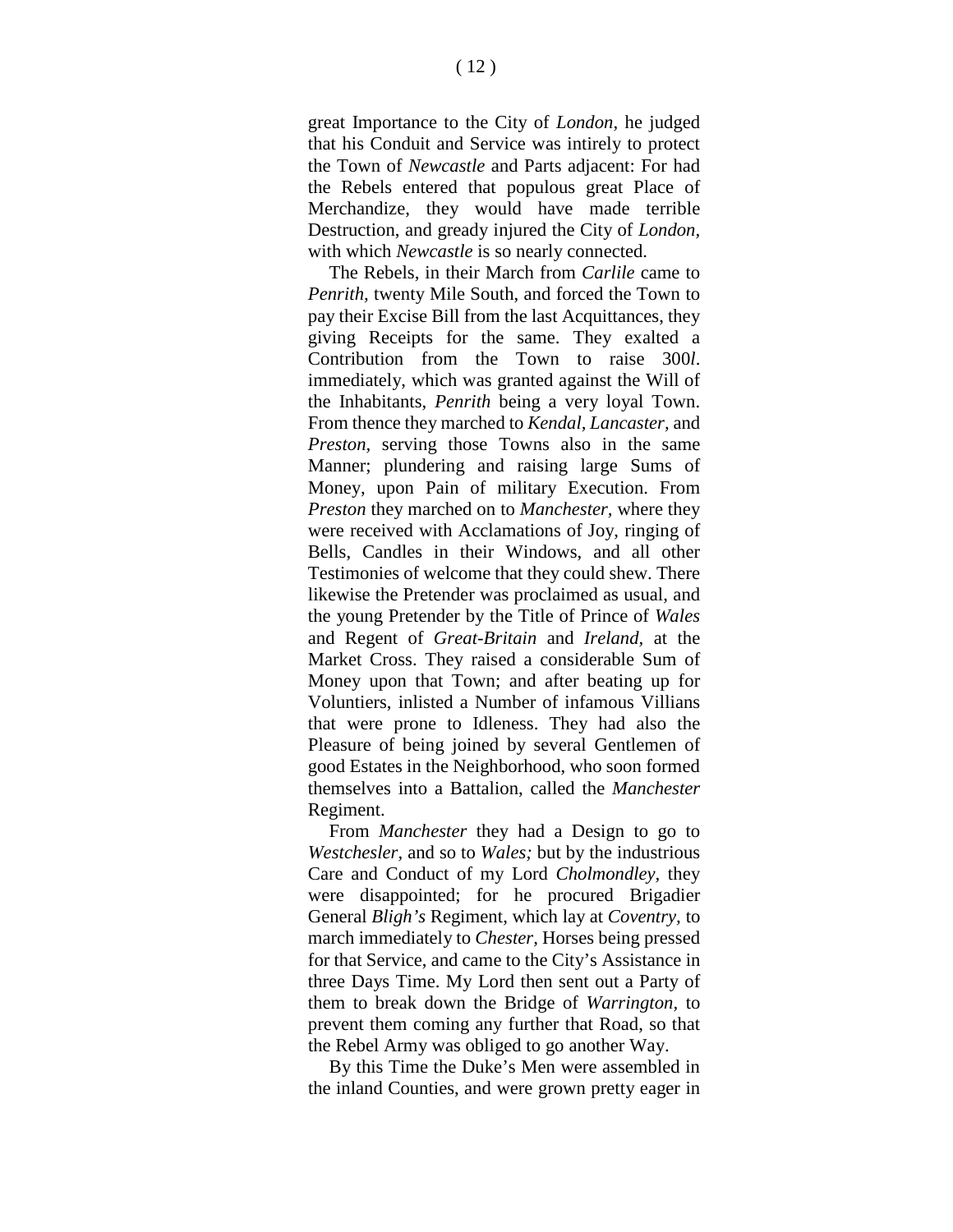great Importance to the City of *London*, he judged that his Conduit and Service was intirely to protect the Town of *Newcastle* and Parts adjacent: For had the Rebels entered that populous great Place of Merchandize, they would have made terrible Destruction, and gready injured the City of *London*, with which *Newcastle* is so nearly connected.

The Rebels, in their March from *Carlile* came to *Penrith*, twenty Mile South, and forced the Town to pay their Excise Bill from the last Acquittances, they giving Receipts for the same. They exalted a Contribution from the Town to raise 300*l*. immediately, which was granted against the Will of the Inhabitants, *Penrith* being a very loyal Town. From thence they marched to *Kendal, Lancaster,* and *Preston*, serving those Towns also in the same Manner; plundering and raising large Sums of Money, upon Pain of military Execution. From *Preston* they marched on to *Manchester*, where they were received with Acclamations of Joy, ringing of Bells, Candles in their Windows, and all other Testimonies of welcome that they could shew. There likewise the Pretender was proclaimed as usual, and the young Pretender by the Title of Prince of *Wales* and Regent of *Great-Britain* and *Ireland*, at the Market Cross. They raised a considerable Sum of Money upon that Town; and after beating up for Voluntiers, inlisted a Number of infamous Villians that were prone to Idleness. They had also the Pleasure of being joined by several Gentlemen of good Estates in the Neighborhood, who soon formed themselves into a Battalion, called the *Manchester* Regiment.

From *Manchester* they had a Design to go to *Westchesler*, and so to *Wales;* but by the industrious Care and Conduct of my Lord *Cholmondley*, they were disappointed; for he procured Brigadier General *Bligh's* Regiment, which lay at *Coventry*, to march immediately to *Chester*, Horses being pressed for that Service, and came to the City's Assistance in three Days Time. My Lord then sent out a Party of them to break down the Bridge of *Warrington*, to prevent them coming any further that Road, so that the Rebel Army was obliged to go another Way.

By this Time the Duke's Men were assembled in the inland Counties, and were grown pretty eager in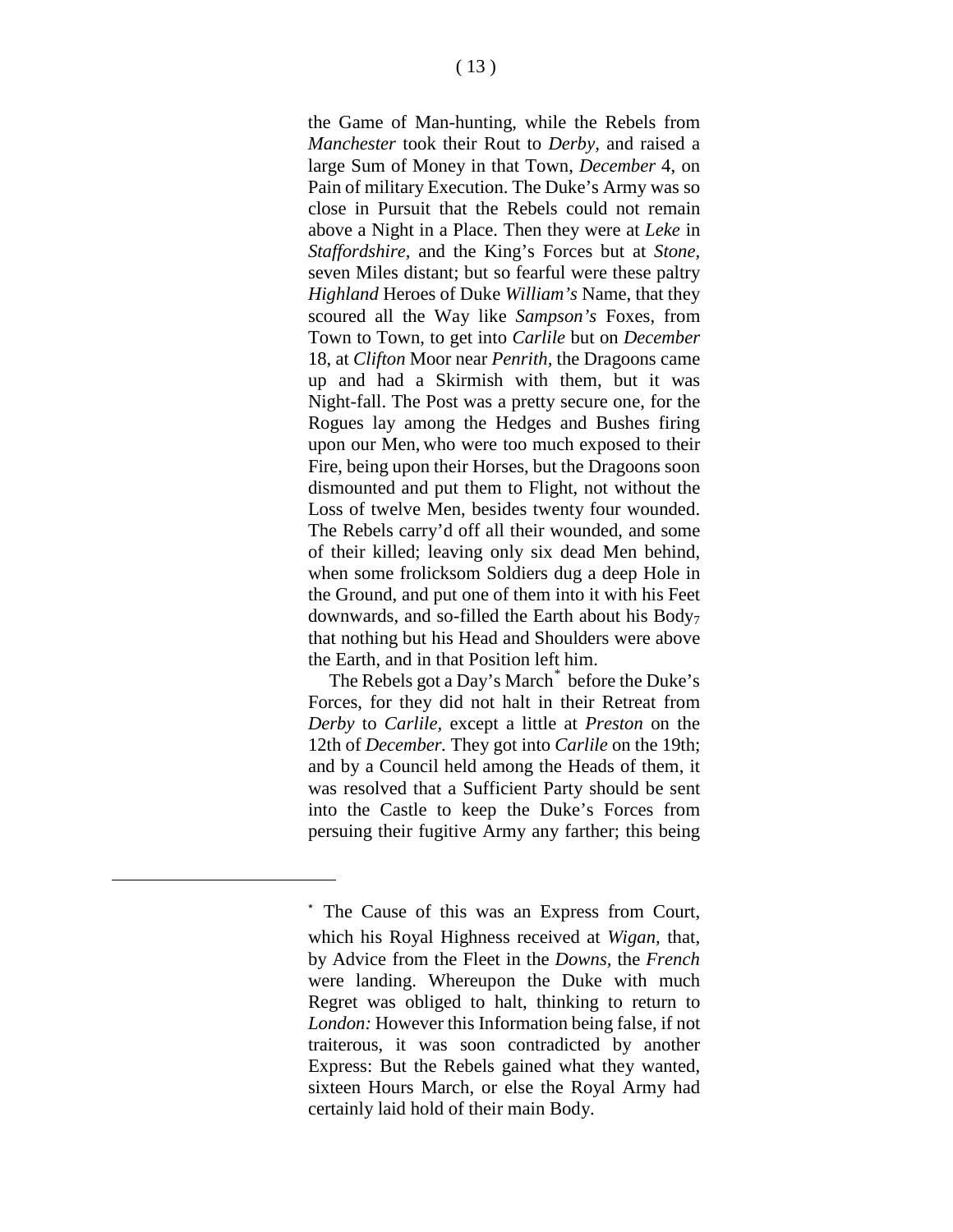the Game of Man-hunting, while the Rebels from *Manchester* took their Rout to *Derby,* and raised a large Sum of Money in that Town, *December* 4, on Pain of military Execution. The Duke's Army was so close in Pursuit that the Rebels could not remain above a Night in a Place. Then they were at *Leke* in *Staffordshire,* and the King's Forces but at *Stone,* seven Miles distant; but so fearful were these paltry *Highland* Heroes of Duke *William's* Name, that they scoured all the Way like *Sampson's* Foxes, from Town to Town, to get into *Carlile* but on *December* 18, at *Clifton* Moor near *Penrith,* the Dragoons came up and had a Skirmish with them, but it was Night-fall. The Post was a pretty secure one, for the Rogues lay among the Hedges and Bushes firing upon our Men, who were too much exposed to their Fire, being upon their Horses, but the Dragoons soon dismounted and put them to Flight, not without the Loss of twelve Men, besides twenty four wounded. The Rebels carry'd off all their wounded, and some of their killed; leaving only six dead Men behind, when some frolicksom Soldiers dug a deep Hole in the Ground, and put one of them into it with his Feet downwards, and so-filled the Earth about his Body, that nothing but his Head and Shoulders were above the Earth, and in that Position left him.

The Rebels got a Day's March[*] before the Duke's Forces, for they did not halt in their Retreat from *Derby* to *Carlile,* except a little at *Preston* on the 12th of *December.* They got into *Carlile* on the 19th; and by a Council held among the Heads of them, it was resolved that a Sufficient Party should be sent into the Castle to keep the Duke's Forces from persuing their fugitive Army any farther; this being

---

[*] The Cause of this was an Express from Court, which his Royal Highness received at *Wigan,* that, by Advice from the Fleet in the *Downs,* the *French* were landing. Whereupon the Duke with much Regret was obliged to halt, thinking to return to *London:* However this Information being false, if not traiterous, it was soon contradicted by another Express: But the Rebels gained what they wanted, sixteen Hours March, or else the Royal Army had certainly laid hold of their main Body.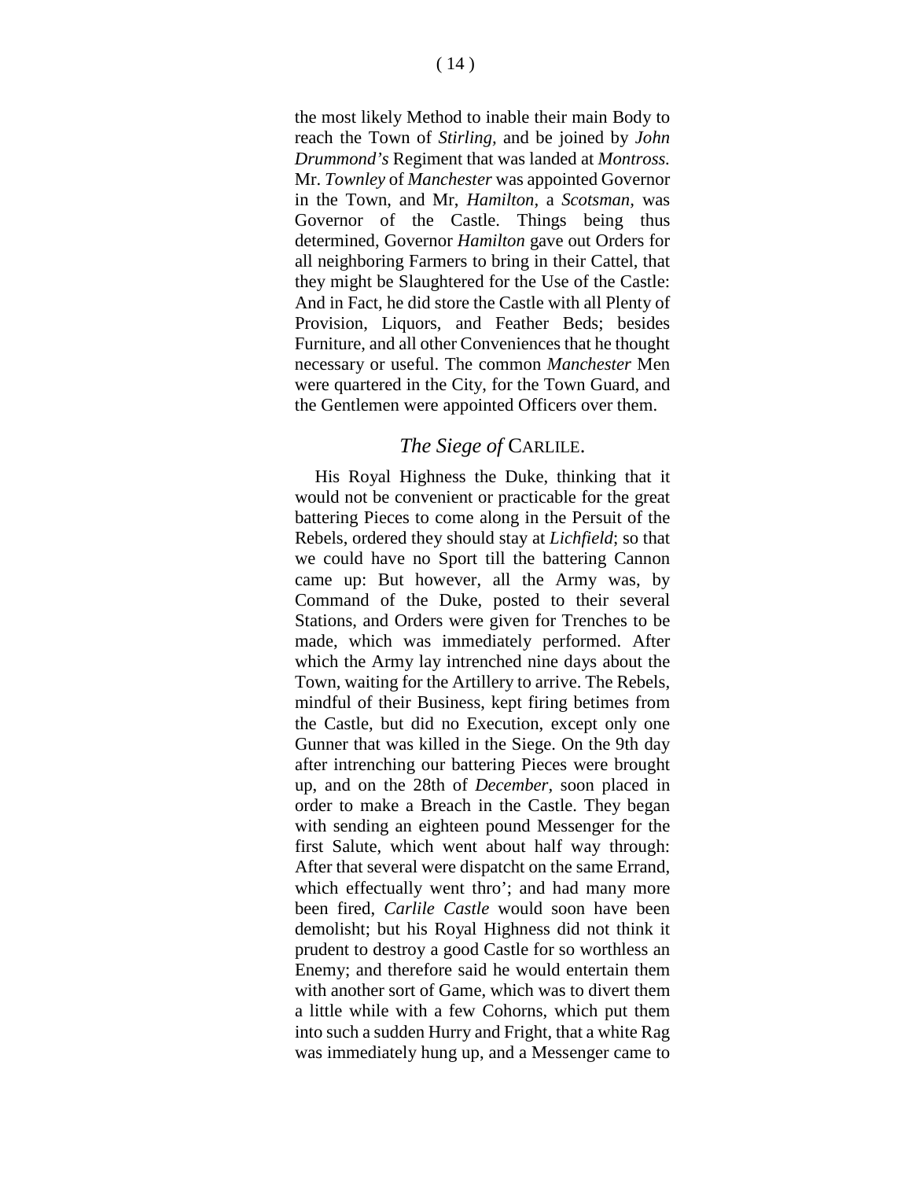the most likely Method to inable their main Body to reach the Town of *Stirling*, and be joined by *John Drummond's* Regiment that was landed at *Montross.* Mr. *Townley* of *Manchester* was appointed Governor in the Town, and Mr, *Hamilton*, a *Scotsman*, was Governor of the Castle. Things being thus determined, Governor *Hamilton* gave out Orders for all neighboring Farmers to bring in their Cattel, that they might be Slaughtered for the Use of the Castle: And in Fact, he did store the Castle with all Plenty of Provision, Liquors, and Feather Beds; besides Furniture, and all other Conveniences that he thought necessary or useful. The common *Manchester* Men were quartered in the City, for the Town Guard, and the Gentlemen were appointed Officers over them.

## *The Siege of* CARLILE.

His Royal Highness the Duke, thinking that it would not be convenient or practicable for the great battering Pieces to come along in the Persuit of the Rebels, ordered they should stay at *Lichfield*; so that we could have no Sport till the battering Cannon came up: But however, all the Army was, by Command of the Duke, posted to their several Stations, and Orders were given for Trenches to be made, which was immediately performed. After which the Army lay intrenched nine days about the Town, waiting for the Artillery to arrive. The Rebels, mindful of their Business, kept firing betimes from the Castle, but did no Execution, except only one Gunner that was killed in the Siege. On the 9th day after intrenching our battering Pieces were brought up, and on the 28th of *December*, soon placed in order to make a Breach in the Castle. They began with sending an eighteen pound Messenger for the first Salute, which went about half way through: After that several were dispatcht on the same Errand, which effectually went thro'; and had many more been fired, *Carlile Castle* would soon have been demolisht; but his Royal Highness did not think it prudent to destroy a good Castle for so worthless an Enemy; and therefore said he would entertain them with another sort of Game, which was to divert them a little while with a few Cohorns, which put them into such a sudden Hurry and Fright, that a white Rag was immediately hung up, and a Messenger came to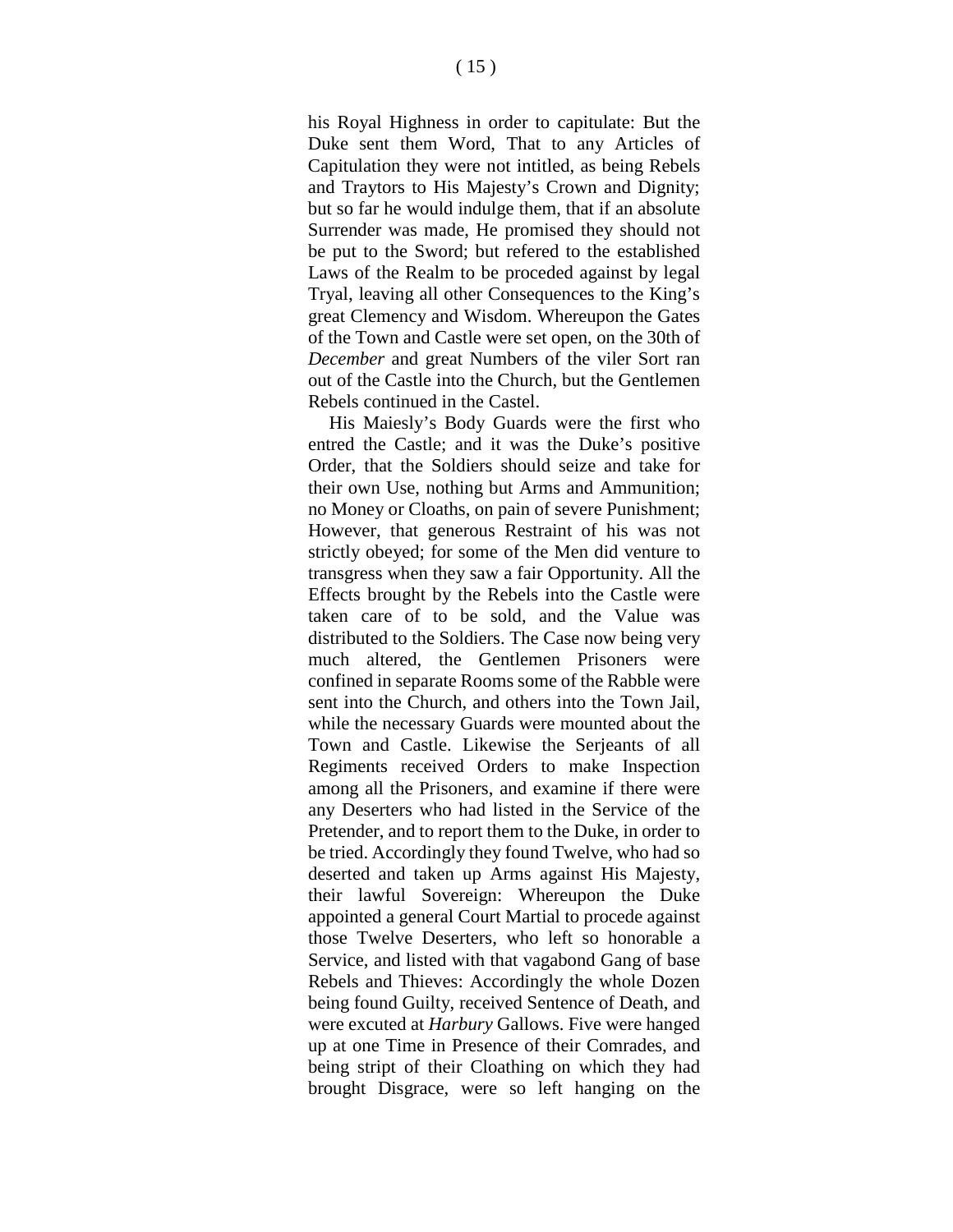his Royal Highness in order to capitulate: But the Duke sent them Word, That to any Articles of Capitulation they were not intitled, as being Rebels and Traytors to His Majesty's Crown and Dignity; but so far he would indulge them, that if an absolute Surrender was made, He promised they should not be put to the Sword; but refered to the established Laws of the Realm to be proceded against by legal Tryal, leaving all other Consequences to the King's great Clemency and Wisdom. Whereupon the Gates of the Town and Castle were set open, on the 30th of *December* and great Numbers of the viler Sort ran out of the Castle into the Church, but the Gentlemen Rebels continued in the Castel.

His Maiesly's Body Guards were the first who entred the Castle; and it was the Duke's positive Order, that the Soldiers should seize and take for their own Use, nothing but Arms and Ammunition; no Money or Cloaths, on pain of severe Punishment; However, that generous Restraint of his was not strictly obeyed; for some of the Men did venture to transgress when they saw a fair Opportunity. All the Effects brought by the Rebels into the Castle were taken care of to be sold, and the Value was distributed to the Soldiers. The Case now being very much altered, the Gentlemen Prisoners were confined in separate Rooms some of the Rabble were sent into the Church, and others into the Town Jail, while the necessary Guards were mounted about the Town and Castle. Likewise the Serjeants of all Regiments received Orders to make Inspection among all the Prisoners, and examine if there were any Deserters who had listed in the Service of the Pretender, and to report them to the Duke, in order to be tried. Accordingly they found Twelve, who had so deserted and taken up Arms against His Majesty, their lawful Sovereign: Whereupon the Duke appointed a general Court Martial to procede against those Twelve Deserters, who left so honorable a Service, and listed with that vagabond Gang of base Rebels and Thieves: Accordingly the whole Dozen being found Guilty, received Sentence of Death, and were excuted at *Harbury* Gallows. Five were hanged up at one Time in Presence of their Comrades, and being stript of their Cloathing on which they had brought Disgrace, were so left hanging on the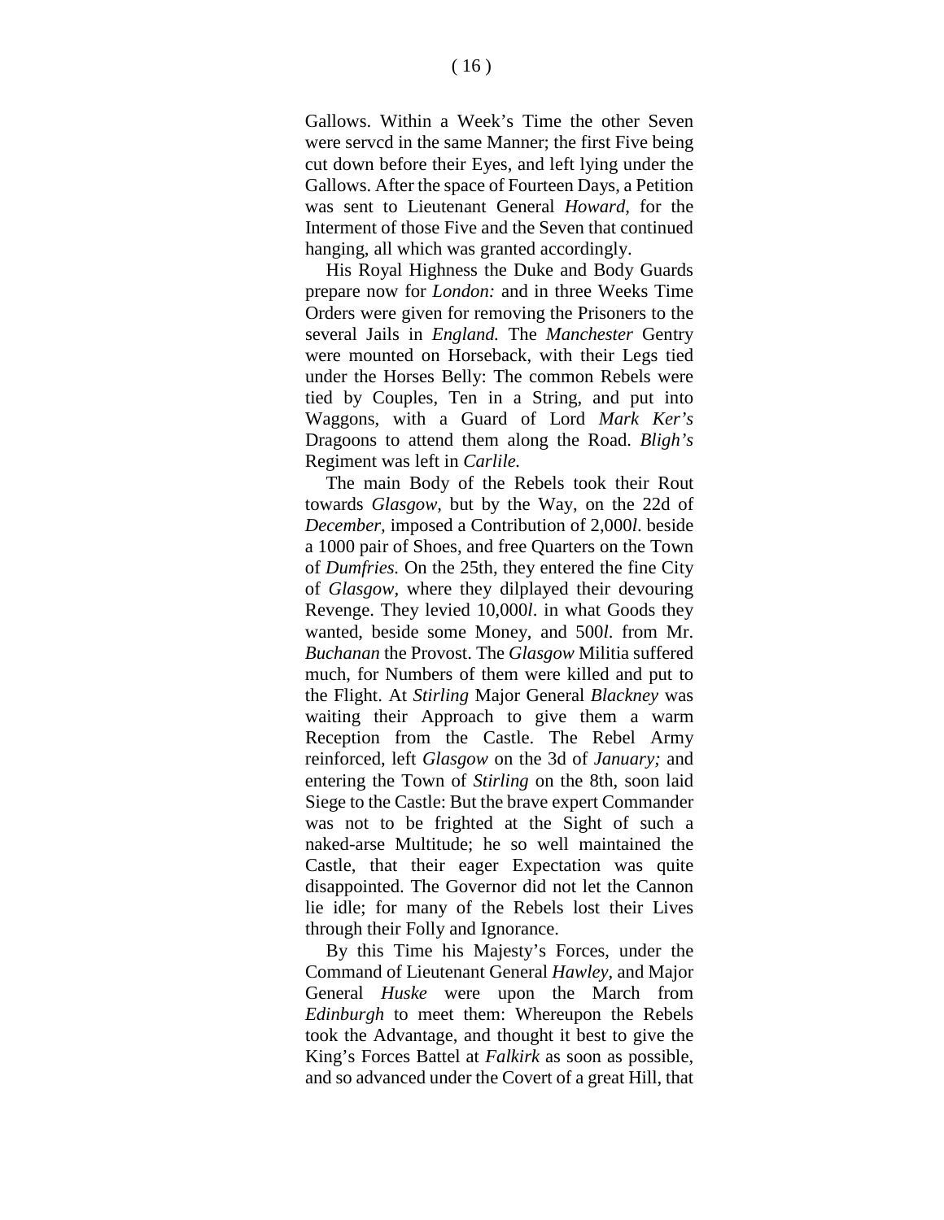Gallows. Within a Week's Time the other Seven were servcd in the same Manner; the first Five being cut down before their Eyes, and left lying under the Gallows. After the space of Fourteen Days, a Petition was sent to Lieutenant General *Howard*, for the Interment of those Five and the Seven that continued hanging, all which was granted accordingly.

His Royal Highness the Duke and Body Guards prepare now for *London:* and in three Weeks Time Orders were given for removing the Prisoners to the several Jails in *England.* The *Manchester* Gentry were mounted on Horseback, with their Legs tied under the Horses Belly: The common Rebels were tied by Couples, Ten in a String, and put into Waggons, with a Guard of Lord *Mark Ker's* Dragoons to attend them along the Road. *Bligh's* Regiment was left in *Carlile.*

The main Body of the Rebels took their Rout towards *Glasgow*, but by the Way, on the 22d of *December*, imposed a Contribution of 2,000*l.* beside a 1000 pair of Shoes, and free Quarters on the Town of *Dumfries.* On the 25th, they entered the fine City of *Glasgow*, where they dilplayed their devouring Revenge. They levied 10,000*l.* in what Goods they wanted, beside some Money, and 500*l.* from Mr. *Buchanan* the Provost. The *Glasgow* Militia suffered much, for Numbers of them were killed and put to the Flight. At *Stirling* Major General *Blackney* was waiting their Approach to give them a warm Reception from the Castle. The Rebel Army reinforced, left *Glasgow* on the 3d of *January;* and entering the Town of *Stirling* on the 8th, soon laid Siege to the Castle: But the brave expert Commander was not to be frighted at the Sight of such a naked-arse Multitude; he so well maintained the Castle, that their eager Expectation was quite disappointed. The Governor did not let the Cannon lie idle; for many of the Rebels lost their Lives through their Folly and Ignorance.

By this Time his Majesty's Forces, under the Command of Lieutenant General *Hawley*, and Major General *Huske* were upon the March from *Edinburgh* to meet them: Whereupon the Rebels took the Advantage, and thought it best to give the King's Forces Battel at *Falkirk* as soon as possible, and so advanced under the Covert of a great Hill, that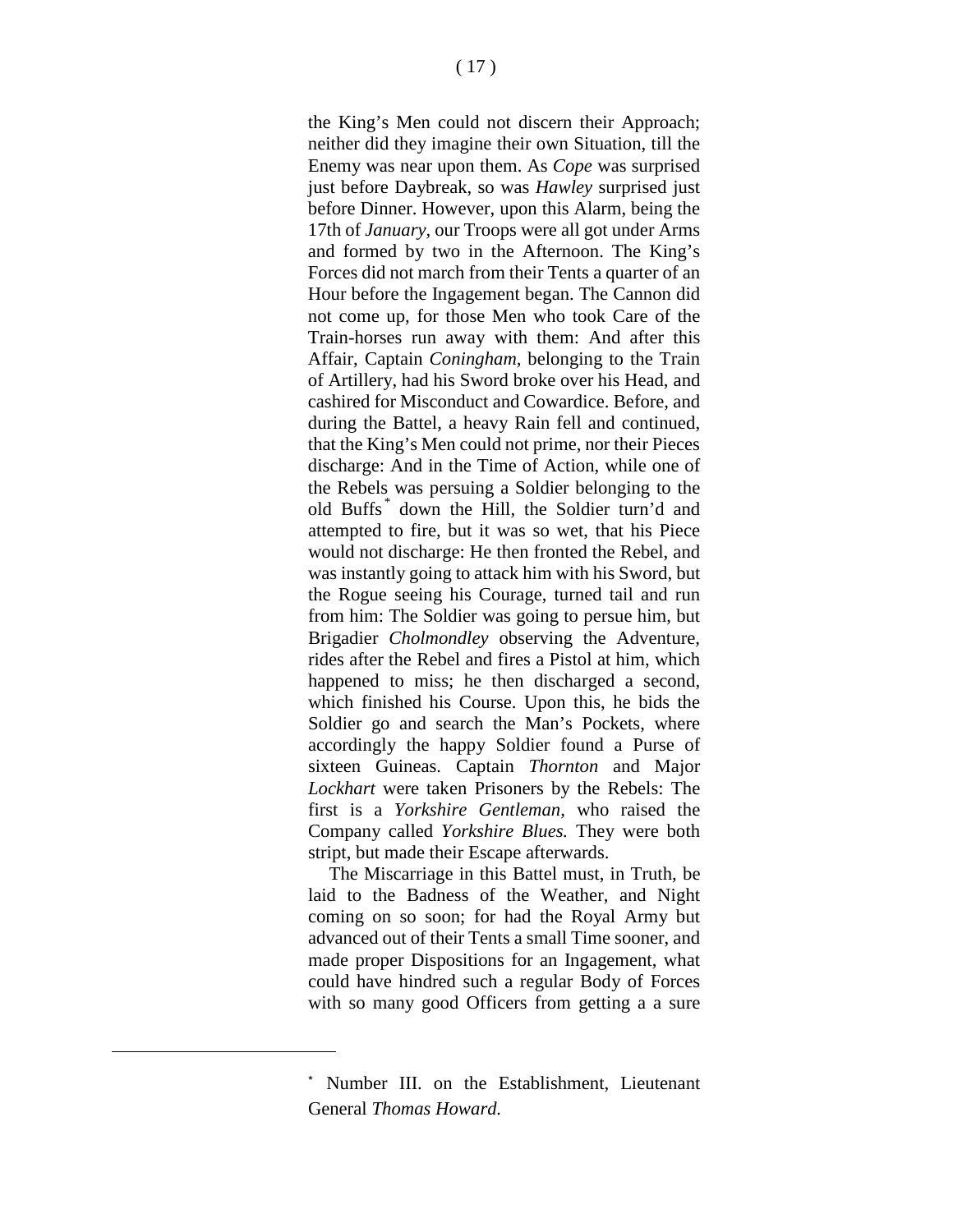the King's Men could not discern their Approach; neither did they imagine their own Situation, till the Enemy was near upon them. As *Cope* was surprised just before Daybreak, so was *Hawley* surprised just before Dinner. However, upon this Alarm, being the 17th of *January*, our Troops were all got under Arms and formed by two in the Afternoon. The King's Forces did not march from their Tents a quarter of an Hour before the Ingagement began. The Cannon did not come up, for those Men who took Care of the Train-horses run away with them: And after this Affair, Captain *Coningham*, belonging to the Train of Artillery, had his Sword broke over his Head, and cashired for Misconduct and Cowardice. Before, and during the Battel, a heavy Rain fell and continued, that the King's Men could not prime, nor their Pieces discharge: And in the Time of Action, while one of the Rebels was persuing a Soldier belonging to the old Buffs[*] down the Hill, the Soldier turn'd and attempted to fire, but it was so wet, that his Piece would not discharge: He then fronted the Rebel, and was instantly going to attack him with his Sword, but the Rogue seeing his Courage, turned tail and run from him: The Soldier was going to persue him, but Brigadier *Cholmondley* observing the Adventure, rides after the Rebel and fires a Pistol at him, which happened to miss; he then discharged a second, which finished his Course. Upon this, he bids the Soldier go and search the Man's Pockets, where accordingly the happy Soldier found a Purse of sixteen Guineas. Captain *Thornton* and Major *Lockhart* were taken Prisoners by the Rebels: The first is a *Yorkshire Gentleman*, who raised the Company called *Yorkshire Blues.* They were both stript, but made their Escape afterwards.

The Miscarriage in this Battel must, in Truth, be laid to the Badness of the Weather, and Night coming on so soon; for had the Royal Army but advanced out of their Tents a small Time sooner, and made proper Dispositions for an Ingagement, what could have hindred such a regular Body of Forces with so many good Officers from getting a a sure

---

[*] Number III. on the Establishment, Lieutenant General *Thomas Howard.*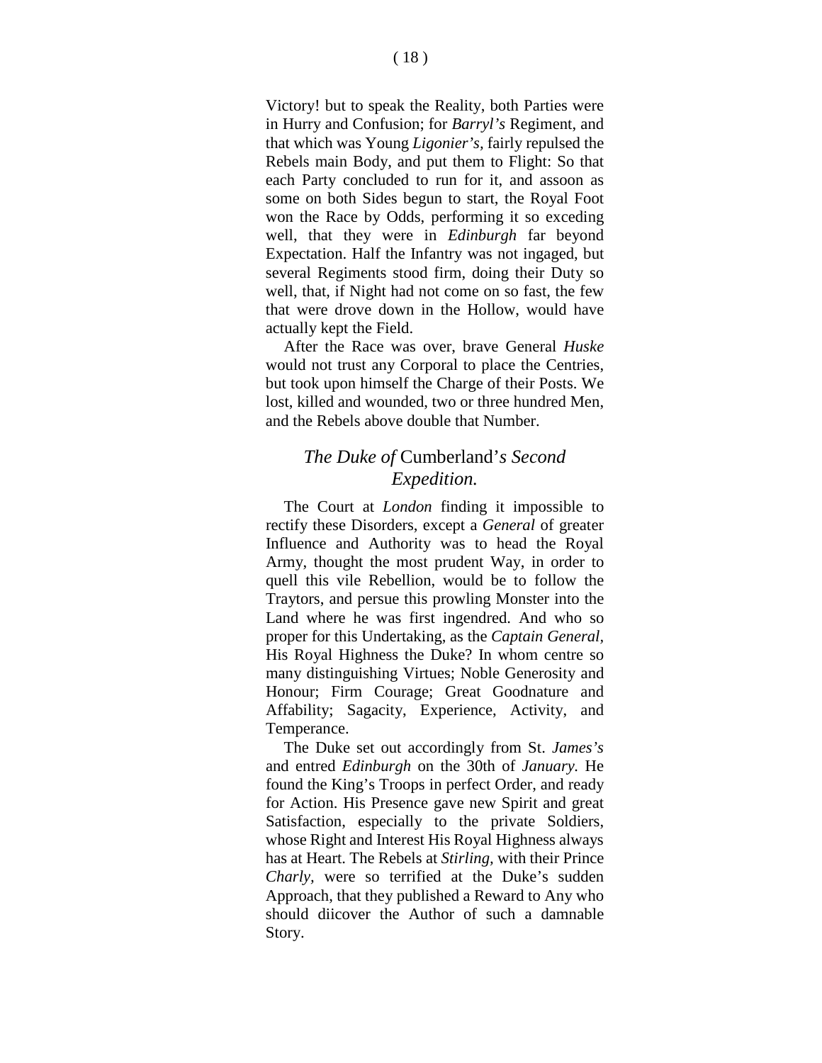Victory! but to speak the Reality, both Parties were in Hurry and Confusion; for *Barryl's* Regiment, and that which was Young *Ligonier's*, fairly repulsed the Rebels main Body, and put them to Flight: So that each Party concluded to run for it, and assoon as some on both Sides begun to start, the Royal Foot won the Race by Odds, performing it so exceding well, that they were in *Edinburgh* far beyond Expectation. Half the Infantry was not ingaged, but several Regiments stood firm, doing their Duty so well, that, if Night had not come on so fast, the few that were drove down in the Hollow, would have actually kept the Field.

After the Race was over, brave General *Huske* would not trust any Corporal to place the Centries, but took upon himself the Charge of their Posts. We lost, killed and wounded, two or three hundred Men, and the Rebels above double that Number.

## *The Duke of* Cumberland'*s Second Expedition.*

The Court at *London* finding it impossible to rectify these Disorders, except a *General* of greater Influence and Authority was to head the Royal Army, thought the most prudent Way, in order to quell this vile Rebellion, would be to follow the Traytors, and persue this prowling Monster into the Land where he was first ingendred. And who so proper for this Undertaking, as the *Captain General,* His Royal Highness the Duke? In whom centre so many distinguishing Virtues; Noble Generosity and Honour; Firm Courage; Great Goodnature and Affability; Sagacity, Experience, Activity, and Temperance.

The Duke set out accordingly from St. *James's* and entred *Edinburgh* on the 30th of *January.* He found the King's Troops in perfect Order, and ready for Action. His Presence gave new Spirit and great Satisfaction, especially to the private Soldiers, whose Right and Interest His Royal Highness always has at Heart. The Rebels at *Stirling,* with their Prince *Charly,* were so terrified at the Duke's sudden Approach, that they published a Reward to Any who should diicover the Author of such a damnable Story.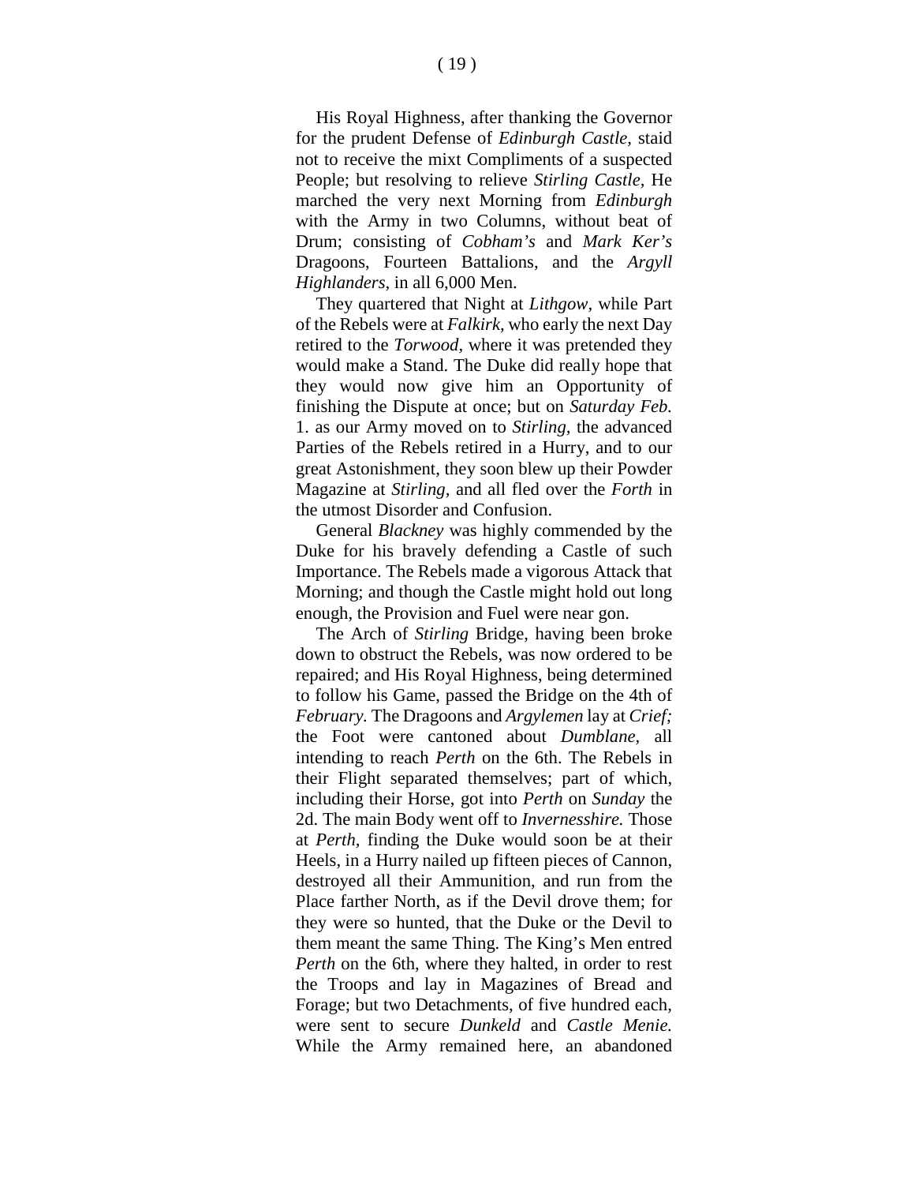His Royal Highness, after thanking the Governor for the prudent Defense of *Edinburgh Castle,* staid not to receive the mixt Compliments of a suspected People; but resolving to relieve *Stirling Castle,* He marched the very next Morning from *Edinburgh* with the Army in two Columns, without beat of Drum; consisting of *Cobham's* and *Mark Ker's* Dragoons, Fourteen Battalions, and the *Argyll Highlanders,* in all 6,000 Men.

They quartered that Night at *Lithgow,* while Part of the Rebels were at *Falkirk,* who early the next Day retired to the *Torwood,* where it was pretended they would make a Stand. The Duke did really hope that they would now give him an Opportunity of finishing the Dispute at once; but on *Saturday Feb.* 1. as our Army moved on to *Stirling,* the advanced Parties of the Rebels retired in a Hurry, and to our great Astonishment, they soon blew up their Powder Magazine at *Stirling,* and all fled over the *Forth* in the utmost Disorder and Confusion.

General *Blackney* was highly commended by the Duke for his bravely defending a Castle of such Importance. The Rebels made a vigorous Attack that Morning; and though the Castle might hold out long enough, the Provision and Fuel were near gon.

The Arch of *Stirling* Bridge, having been broke down to obstruct the Rebels, was now ordered to be repaired; and His Royal Highness, being determined to follow his Game, passed the Bridge on the 4th of *February.* The Dragoons and *Argylemen* lay at *Crief;* the Foot were cantoned about *Dumblane,* all intending to reach *Perth* on the 6th. The Rebels in their Flight separated themselves; part of which, including their Horse, got into *Perth* on *Sunday* the 2d. The main Body went off to *Invernesshire.* Those at *Perth,* finding the Duke would soon be at their Heels, in a Hurry nailed up fifteen pieces of Cannon, destroyed all their Ammunition, and run from the Place farther North, as if the Devil drove them; for they were so hunted, that the Duke or the Devil to them meant the same Thing. The King's Men entred *Perth* on the 6th, where they halted, in order to rest the Troops and lay in Magazines of Bread and Forage; but two Detachments, of five hundred each, were sent to secure *Dunkeld* and *Castle Menie.* While the Army remained here, an abandoned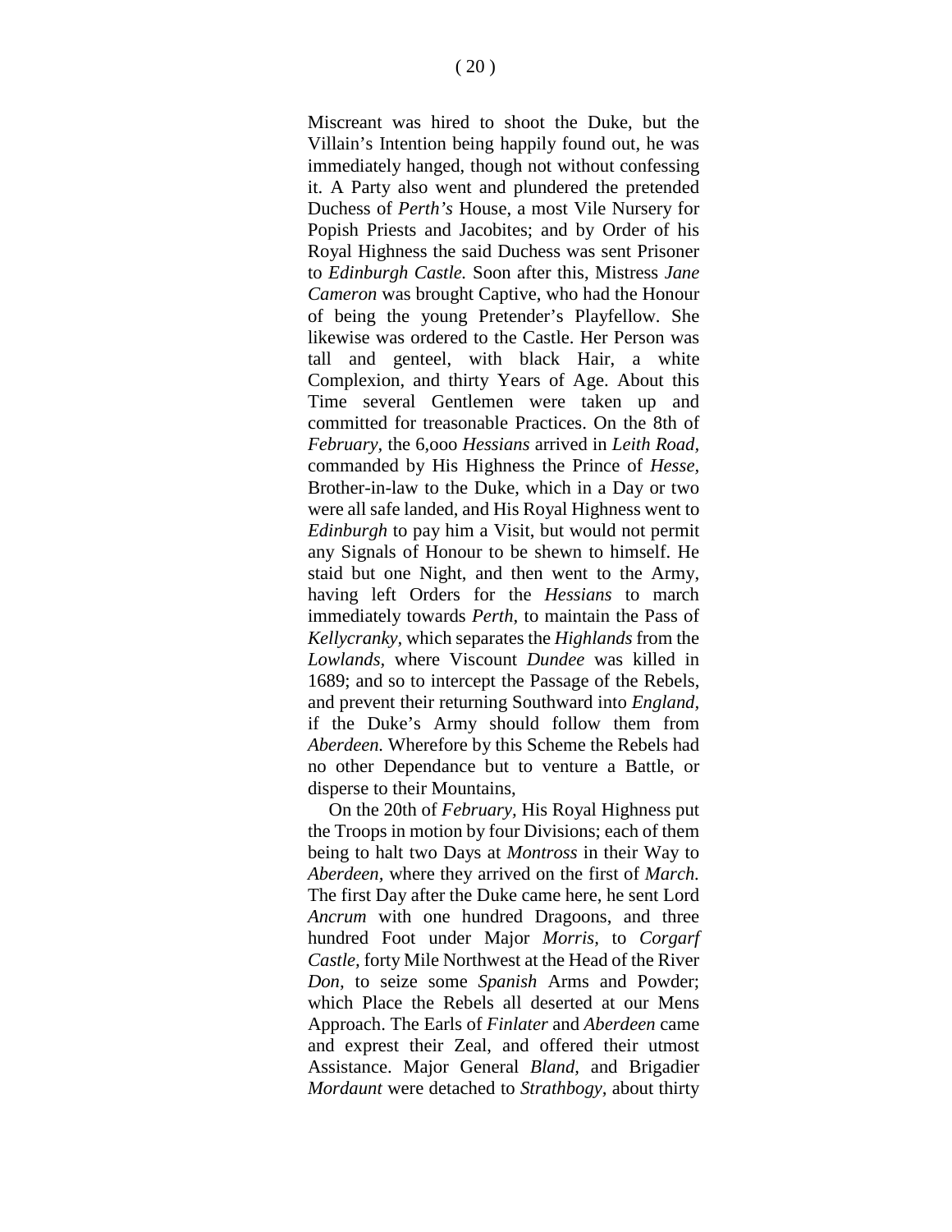Miscreant was hired to shoot the Duke, but the Villain's Intention being happily found out, he was immediately hanged, though not without confessing it. A Party also went and plundered the pretended Duchess of *Perth's* House, a most Vile Nursery for Popish Priests and Jacobites; and by Order of his Royal Highness the said Duchess was sent Prisoner to *Edinburgh Castle.* Soon after this, Mistress *Jane Cameron* was brought Captive, who had the Honour of being the young Pretender's Playfellow. She likewise was ordered to the Castle. Her Person was tall and genteel, with black Hair, a white Complexion, and thirty Years of Age. About this Time several Gentlemen were taken up and committed for treasonable Practices. On the 8th of *February,* the 6,000 *Hessians* arrived in *Leith Road,* commanded by His Highness the Prince of *Hesse,* Brother-in-law to the Duke, which in a Day or two were all safe landed, and His Royal Highness went to *Edinburgh* to pay him a Visit, but would not permit any Signals of Honour to be shewn to himself. He staid but one Night, and then went to the Army, having left Orders for the *Hessians* to march immediately towards *Perth,* to maintain the Pass of *Kellycranky,* which separates the *Highlands* from the *Lowlands,* where Viscount *Dundee* was killed in 1689; and so to intercept the Passage of the Rebels, and prevent their returning Southward into *England,* if the Duke's Army should follow them from *Aberdeen.* Wherefore by this Scheme the Rebels had no other Dependance but to venture a Battle, or disperse to their Mountains,

On the 20th of *February,* His Royal Highness put the Troops in motion by four Divisions; each of them being to halt two Days at *Montross* in their Way to *Aberdeen,* where they arrived on the first of *March.* The first Day after the Duke came here, he sent Lord *Ancrum* with one hundred Dragoons, and three hundred Foot under Major *Morris,* to *Corgarf Castle,* forty Mile Northwest at the Head of the River *Don,* to seize some *Spanish* Arms and Powder; which Place the Rebels all deserted at our Mens Approach. The Earls of *Finlater* and *Aberdeen* came and exprest their Zeal, and offered their utmost Assistance. Major General *Bland,* and Brigadier *Mordaunt* were detached to *Strathbogy,* about thirty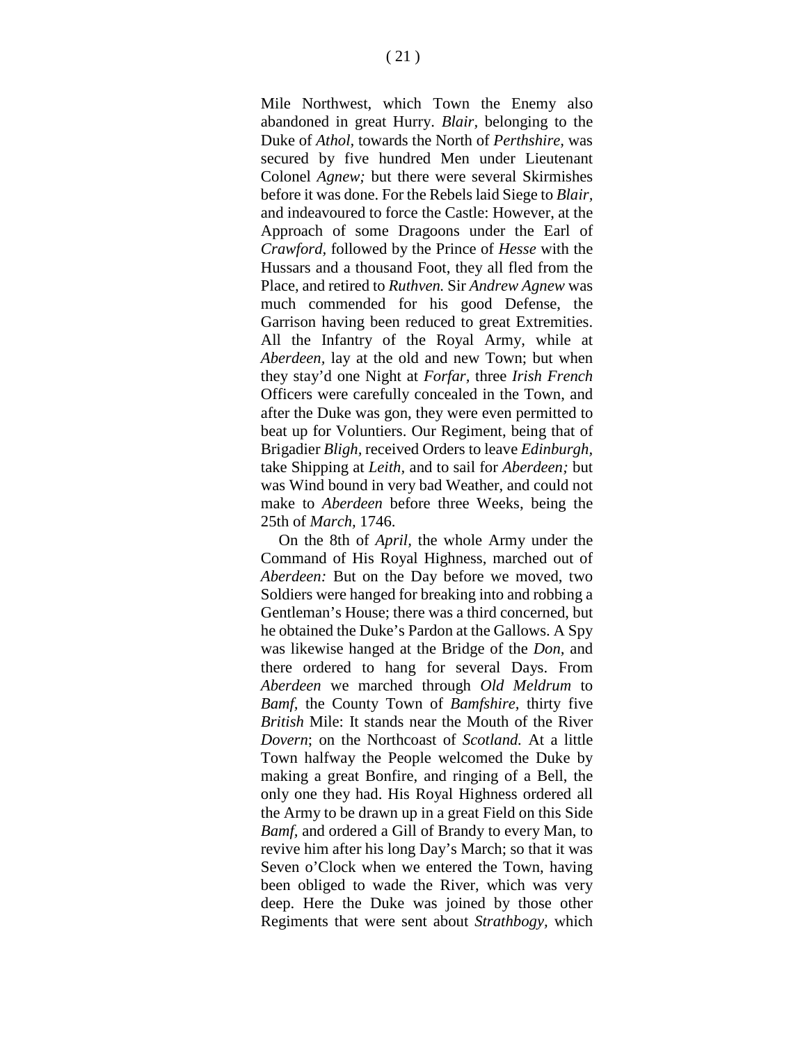Mile Northwest, which Town the Enemy also abandoned in great Hurry. *Blair,* belonging to the Duke of *Athol,* towards the North of *Perthshire,* was secured by five hundred Men under Lieutenant Colonel *Agnew;* but there were several Skirmishes before it was done. For the Rebels laid Siege to *Blair,* and indeavoured to force the Castle: However, at the Approach of some Dragoons under the Earl of *Crawford,* followed by the Prince of *Hesse* with the Hussars and a thousand Foot, they all fled from the Place, and retired to *Ruthven.* Sir *Andrew Agnew* was much commended for his good Defense, the Garrison having been reduced to great Extremities. All the Infantry of the Royal Army, while at *Aberdeen,* lay at the old and new Town; but when they stay'd one Night at *Forfar,* three *Irish French* Officers were carefully concealed in the Town, and after the Duke was gon, they were even permitted to beat up for Voluntiers. Our Regiment, being that of Brigadier *Bligh,* received Orders to leave *Edinburgh,* take Shipping at *Leith,* and to sail for *Aberdeen;* but was Wind bound in very bad Weather, and could not make to *Aberdeen* before three Weeks, being the 25th of *March,* 1746.

On the 8th of *April,* the whole Army under the Command of His Royal Highness, marched out of *Aberdeen:* But on the Day before we moved, two Soldiers were hanged for breaking into and robbing a Gentleman's House; there was a third concerned, but he obtained the Duke's Pardon at the Gallows. A Spy was likewise hanged at the Bridge of the *Don,* and there ordered to hang for several Days. From *Aberdeen* we marched through *Old Meldrum* to *Bamf,* the County Town of *Bamfshire,* thirty five *British* Mile: It stands near the Mouth of the River *Dovern*; on the Northcoast of *Scotland.* At a little Town halfway the People welcomed the Duke by making a great Bonfire, and ringing of a Bell, the only one they had. His Royal Highness ordered all the Army to be drawn up in a great Field on this Side *Bamf,* and ordered a Gill of Brandy to every Man, to revive him after his long Day's March; so that it was Seven o'Clock when we entered the Town, having been obliged to wade the River, which was very deep. Here the Duke was joined by those other Regiments that were sent about *Strathbogy,* which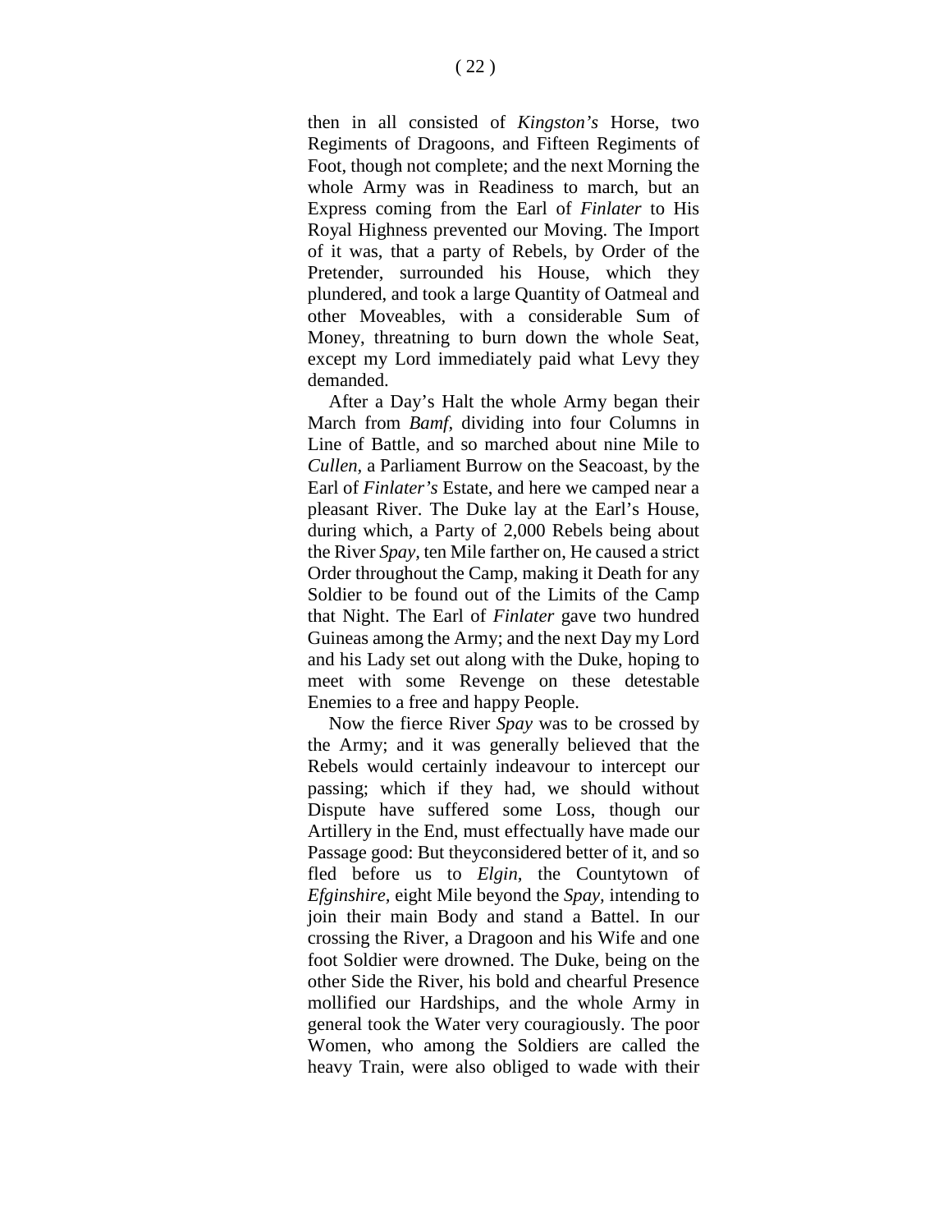then in all consisted of *Kingston's* Horse, two Regiments of Dragoons, and Fifteen Regiments of Foot, though not complete; and the next Morning the whole Army was in Readiness to march, but an Express coming from the Earl of *Finlater* to His Royal Highness prevented our Moving. The Import of it was, that a party of Rebels, by Order of the Pretender, surrounded his House, which they plundered, and took a large Quantity of Oatmeal and other Moveables, with a considerable Sum of Money, threatning to burn down the whole Seat, except my Lord immediately paid what Levy they demanded.

After a Day's Halt the whole Army began their March from *Bamf,* dividing into four Columns in Line of Battle, and so marched about nine Mile to *Cullen,* a Parliament Burrow on the Seacoast, by the Earl of *Finlater's* Estate, and here we camped near a pleasant River. The Duke lay at the Earl's House, during which, a Party of 2,000 Rebels being about the River *Spay,* ten Mile farther on, He caused a strict Order throughout the Camp, making it Death for any Soldier to be found out of the Limits of the Camp that Night. The Earl of *Finlater* gave two hundred Guineas among the Army; and the next Day my Lord and his Lady set out along with the Duke, hoping to meet with some Revenge on these detestable Enemies to a free and happy People.

Now the fierce River *Spay* was to be crossed by the Army; and it was generally believed that the Rebels would certainly indeavour to intercept our passing; which if they had, we should without Dispute have suffered some Loss, though our Artillery in the End, must effectually have made our Passage good: But theyconsidered better of it, and so fled before us to *Elgin,* the Countytown of *Efginshire,* eight Mile beyond the *Spay,* intending to join their main Body and stand a Battel. In our crossing the River, a Dragoon and his Wife and one foot Soldier were drowned. The Duke, being on the other Side the River, his bold and chearful Presence mollified our Hardships, and the whole Army in general took the Water very couragiously. The poor Women, who among the Soldiers are called the heavy Train, were also obliged to wade with their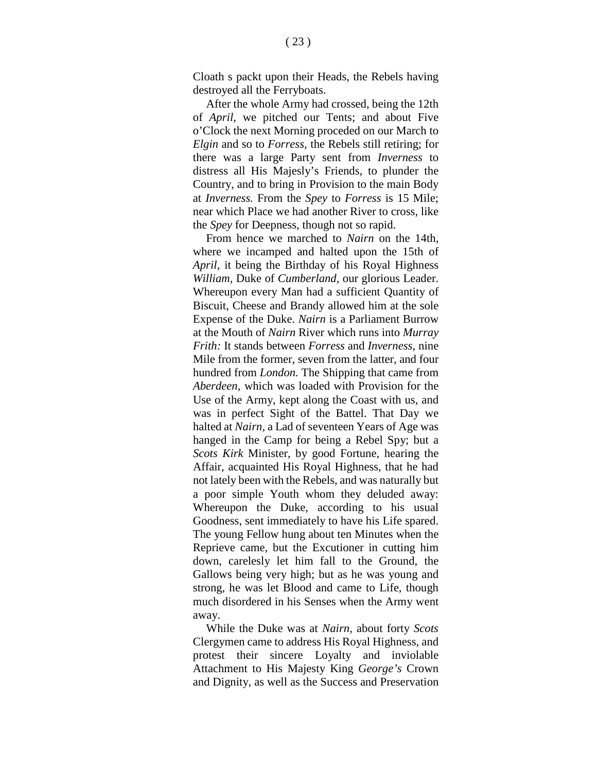Cloath s packt upon their Heads, the Rebels having destroyed all the Ferryboats.

After the whole Army had crossed, being the 12th of *April*, we pitched our Tents; and about Five o'Clock the next Morning proceded on our March to *Elgin* and so to *Forress*, the Rebels still retiring; for there was a large Party sent from *Inverness* to distress all His Majesly's Friends, to plunder the Country, and to bring in Provision to the main Body at *Inverness.* From the *Spey* to *Forress* is 15 Mile; near which Place we had another River to cross, like the *Spey* for Deepness, though not so rapid.

From hence we marched to *Nairn* on the 14th, where we incamped and halted upon the 15th of *April*, it being the Birthday of his Royal Highness *William*, Duke of *Cumberland*, our glorious Leader. Whereupon every Man had a sufficient Quantity of Biscuit, Cheese and Brandy allowed him at the sole Expense of the Duke. *Nairn* is a Parliament Burrow at the Mouth of *Nairn* River which runs into *Murray Frith:* It stands between *Forress* and *Inverness*, nine Mile from the former, seven from the latter, and four hundred from *London.* The Shipping that came from *Aberdeen*, which was loaded with Provision for the Use of the Army, kept along the Coast with us, and was in perfect Sight of the Battel. That Day we halted at *Nairn*, a Lad of seventeen Years of Age was hanged in the Camp for being a Rebel Spy; but a *Scots Kirk* Minister, by good Fortune, hearing the Affair, acquainted His Royal Highness, that he had not lately been with the Rebels, and was naturally but a poor simple Youth whom they deluded away: Whereupon the Duke, according to his usual Goodness, sent immediately to have his Life spared. The young Fellow hung about ten Minutes when the Reprieve came, but the Excutioner in cutting him down, carelesly let him fall to the Ground, the Gallows being very high; but as he was young and strong, he was let Blood and came to Life, though much disordered in his Senses when the Army went away.

While the Duke was at *Nairn*, about forty *Scots* Clergymen came to address His Royal Highness, and protest their sincere Loyalty and inviolable Attachment to His Majesty King *George's* Crown and Dignity, as well as the Success and Preservation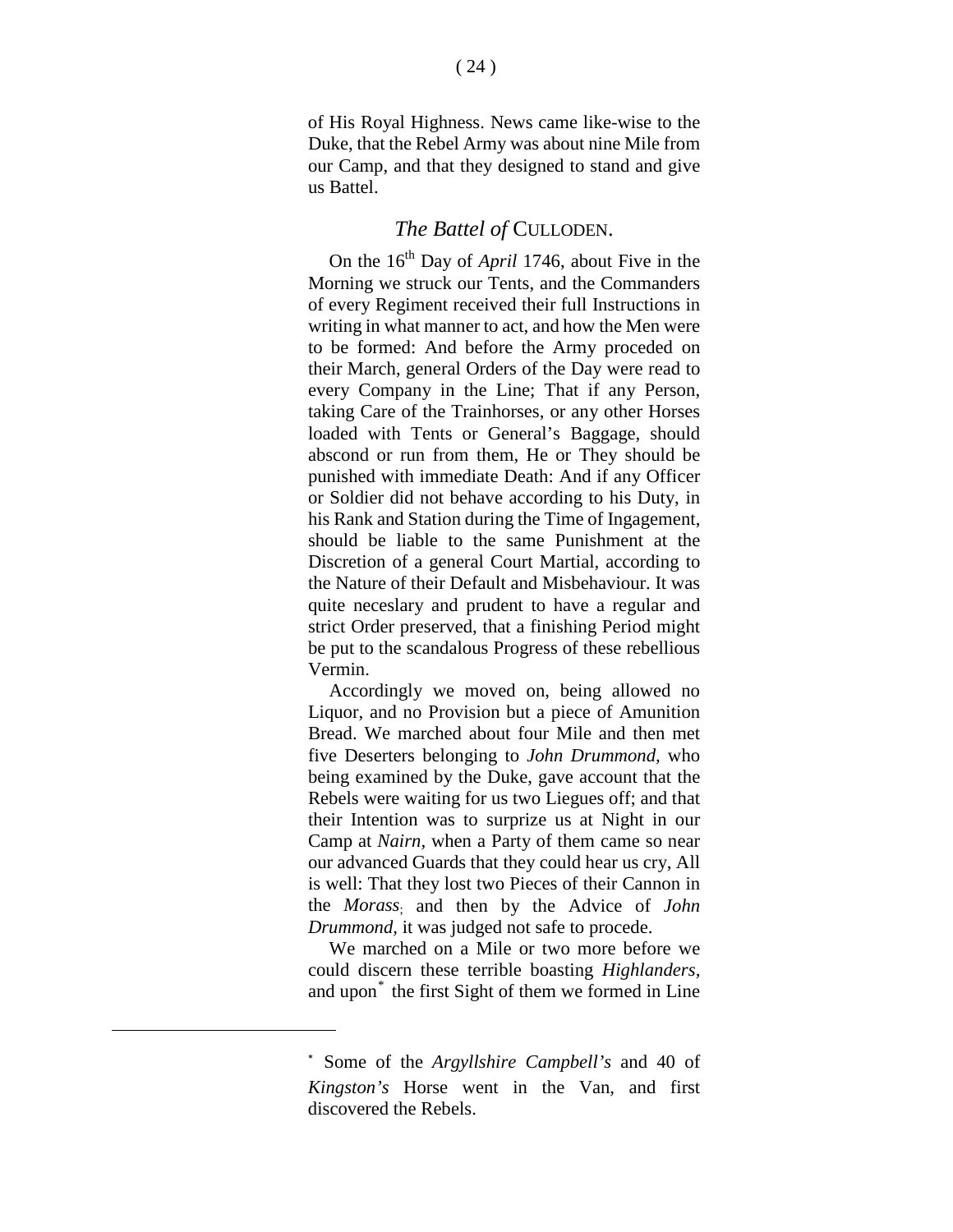of His Royal Highness. News came like-wise to the Duke, that the Rebel Army was about nine Mile from our Camp, and that they designed to stand and give us Battel.

## *The Battel of* CULLODEN.

On the 16th Day of *April* 1746, about Five in the Morning we struck our Tents, and the Commanders of every Regiment received their full Instructions in writing in what manner to act, and how the Men were to be formed: And before the Army proceded on their March, general Orders of the Day were read to every Company in the Line; That if any Person, taking Care of the Trainhorses, or any other Horses loaded with Tents or General's Baggage, should abscond or run from them, He or They should be punished with immediate Death: And if any Officer or Soldier did not behave according to his Duty, in his Rank and Station during the Time of Ingagement, should be liable to the same Punishment at the Discretion of a general Court Martial, according to the Nature of their Default and Misbehaviour. It was quite neceslary and prudent to have a regular and strict Order preserved, that a finishing Period might be put to the scandalous Progress of these rebellious Vermin.

Accordingly we moved on, being allowed no Liquor, and no Provision but a piece of Amunition Bread. We marched about four Mile and then met five Deserters belonging to *John Drummond*, who being examined by the Duke, gave account that the Rebels were waiting for us two Liegues off; and that their Intention was to surprize us at Night in our Camp at *Nairn*, when a Party of them came so near our advanced Guards that they could hear us cry, All is well: That they lost two Pieces of their Cannon in the *Morass*; and then by the Advice of *John Drummond*, it was judged not safe to procede.

We marched on a Mile or two more before we could discern these terrible boasting *Highlanders*, and upon* the first Sight of them we formed in Line

* Some of the *Argyllshire Campbell's* and 40 of *Kingston's* Horse went in the Van, and first discovered the Rebels.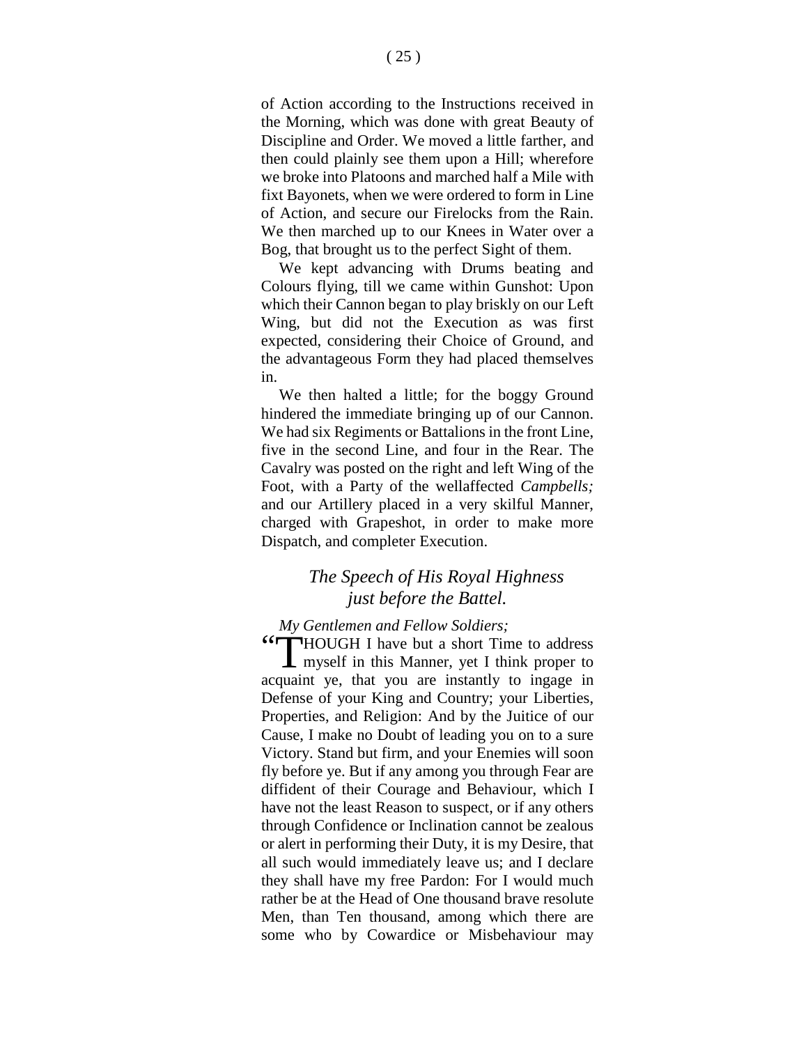of Action according to the Instructions received in the Morning, which was done with great Beauty of Discipline and Order. We moved a little farther, and then could plainly see them upon a Hill; wherefore we broke into Platoons and marched half a Mile with fixt Bayonets, when we were ordered to form in Line of Action, and secure our Firelocks from the Rain. We then marched up to our Knees in Water over a Bog, that brought us to the perfect Sight of them.

We kept advancing with Drums beating and Colours flying, till we came within Gunshot: Upon which their Cannon began to play briskly on our Left Wing, but did not the Execution as was first expected, considering their Choice of Ground, and the advantageous Form they had placed themselves in.

We then halted a little; for the boggy Ground hindered the immediate bringing up of our Cannon. We had six Regiments or Battalions in the front Line, five in the second Line, and four in the Rear. The Cavalry was posted on the right and left Wing of the Foot, with a Party of the wellaffected *Campbells;* and our Artillery placed in a very skilful Manner, charged with Grapeshot, in order to make more Dispatch, and completer Execution.

## *The Speech of His Royal Highness just before the Battel.*

*My Gentlemen and Fellow Soldiers;*

"THOUGH I have but a short Time to address myself in this Manner, yet I think proper to acquaint ye, that you are instantly to ingage in Defense of your King and Country; your Liberties, Properties, and Religion: And by the Juitice of our Cause, I make no Doubt of leading you on to a sure Victory. Stand but firm, and your Enemies will soon fly before ye. But if any among you through Fear are diffident of their Courage and Behaviour, which I have not the least Reason to suspect, or if any others through Confidence or Inclination cannot be zealous or alert in performing their Duty, it is my Desire, that all such would immediately leave us; and I declare they shall have my free Pardon: For I would much rather be at the Head of One thousand brave resolute Men, than Ten thousand, among which there are some who by Cowardice or Misbehaviour may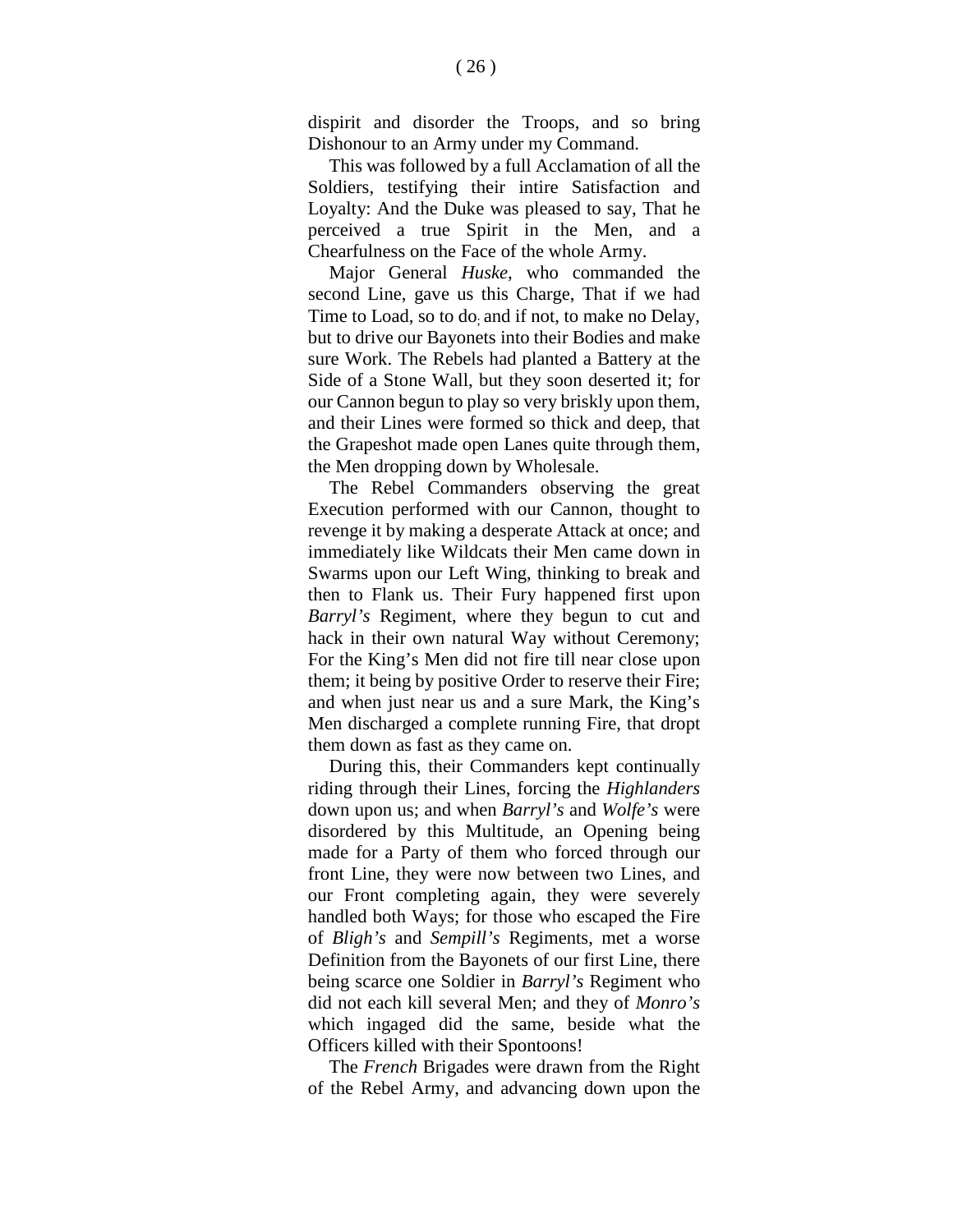dispirit and disorder the Troops, and so bring Dishonour to an Army under my Command.

This was followed by a full Acclamation of all the Soldiers, testifying their intire Satisfaction and Loyalty: And the Duke was pleased to say, That he perceived a true Spirit in the Men, and a Chearfulness on the Face of the whole Army.

Major General *Huske*, who commanded the second Line, gave us this Charge, That if we had Time to Load, so to do; and if not, to make no Delay, but to drive our Bayonets into their Bodies and make sure Work. The Rebels had planted a Battery at the Side of a Stone Wall, but they soon deserted it; for our Cannon begun to play so very briskly upon them, and their Lines were formed so thick and deep, that the Grapeshot made open Lanes quite through them, the Men dropping down by Wholesale.

The Rebel Commanders observing the great Execution performed with our Cannon, thought to revenge it by making a desperate Attack at once; and immediately like Wildcats their Men came down in Swarms upon our Left Wing, thinking to break and then to Flank us. Their Fury happened first upon *Barryl's* Regiment, where they begun to cut and hack in their own natural Way without Ceremony; For the King's Men did not fire till near close upon them; it being by positive Order to reserve their Fire; and when just near us and a sure Mark, the King's Men discharged a complete running Fire, that dropt them down as fast as they came on.

During this, their Commanders kept continually riding through their Lines, forcing the *Highlanders* down upon us; and when *Barryl's* and *Wolfe's* were disordered by this Multitude, an Opening being made for a Party of them who forced through our front Line, they were now between two Lines, and our Front completing again, they were severely handled both Ways; for those who escaped the Fire of *Bligh's* and *Sempill's* Regiments, met a worse Definition from the Bayonets of our first Line, there being scarce one Soldier in *Barryl's* Regiment who did not each kill several Men; and they of *Monro's* which ingaged did the same, beside what the Officers killed with their Spontoons!

The *French* Brigades were drawn from the Right of the Rebel Army, and advancing down upon the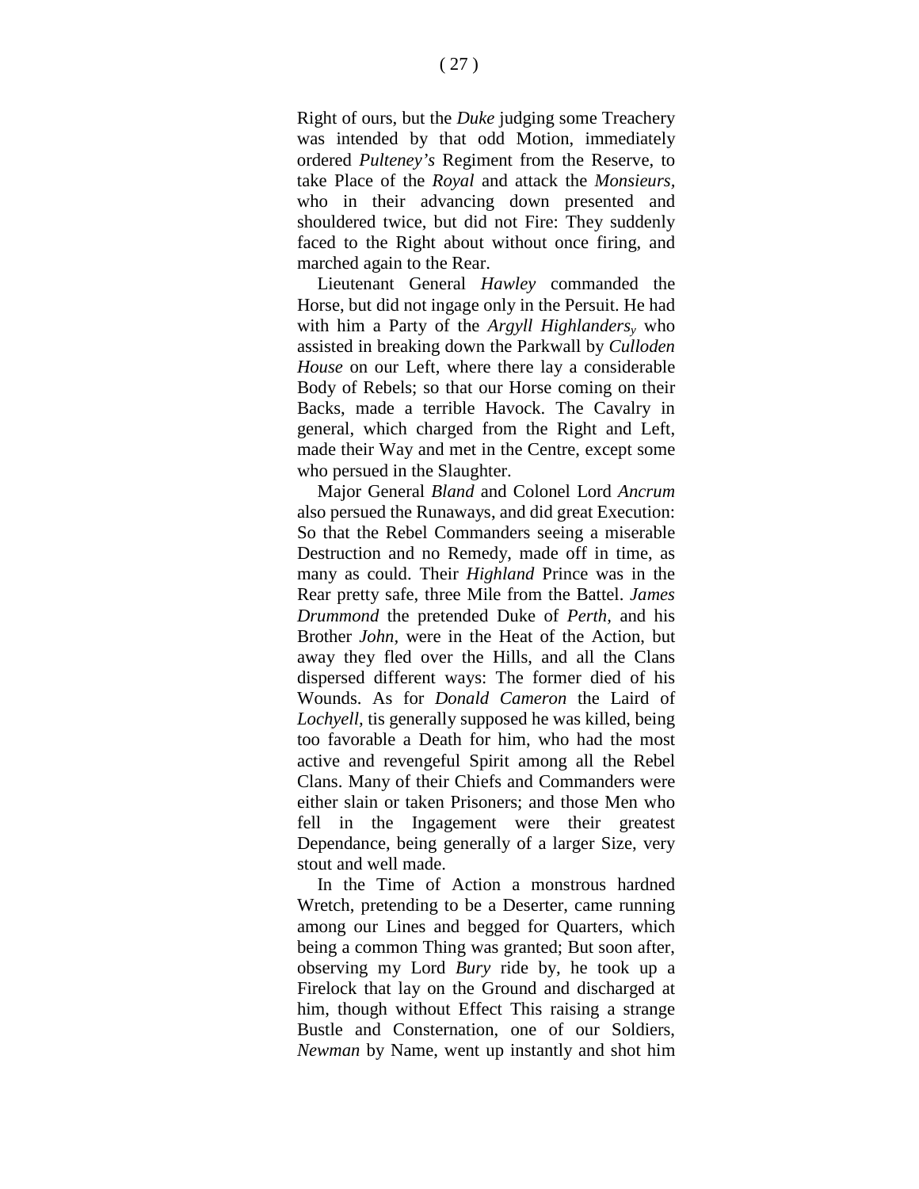Right of ours, but the *Duke* judging some Treachery was intended by that odd Motion, immediately ordered *Pulteney's* Regiment from the Reserve, to take Place of the *Royal* and attack the *Monsieurs*, who in their advancing down presented and shouldered twice, but did not Fire: They suddenly faced to the Right about without once firing, and marched again to the Rear.

Lieutenant General *Hawley* commanded the Horse, but did not ingage only in the Persuit. He had with him a Party of the *Argyll Highlanders*, who assisted in breaking down the Parkwall by *Culloden House* on our Left, where there lay a considerable Body of Rebels; so that our Horse coming on their Backs, made a terrible Havock. The Cavalry in general, which charged from the Right and Left, made their Way and met in the Centre, except some who persued in the Slaughter.

Major General *Bland* and Colonel Lord *Ancrum* also persued the Runaways, and did great Execution: So that the Rebel Commanders seeing a miserable Destruction and no Remedy, made off in time, as many as could. Their *Highland* Prince was in the Rear pretty safe, three Mile from the Battel. *James Drummond* the pretended Duke of *Perth*, and his Brother *John*, were in the Heat of the Action, but away they fled over the Hills, and all the Clans dispersed different ways: The former died of his Wounds. As for *Donald Cameron* the Laird of *Lochyell*, tis generally supposed he was killed, being too favorable a Death for him, who had the most active and revengeful Spirit among all the Rebel Clans. Many of their Chiefs and Commanders were either slain or taken Prisoners; and those Men who fell in the Ingagement were their greatest Dependance, being generally of a larger Size, very stout and well made.

In the Time of Action a monstrous hardned Wretch, pretending to be a Deserter, came running among our Lines and begged for Quarters, which being a common Thing was granted; But soon after, observing my Lord *Bury* ride by, he took up a Firelock that lay on the Ground and discharged at him, though without Effect This raising a strange Bustle and Consternation, one of our Soldiers, *Newman* by Name, went up instantly and shot him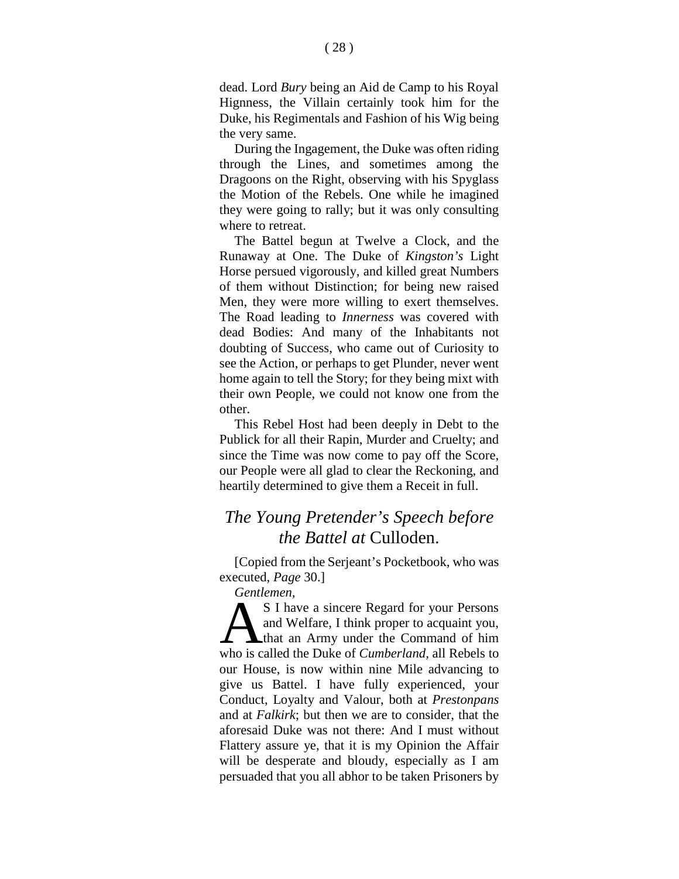dead. Lord *Bury* being an Aid de Camp to his Royal Hignness, the Villain certainly took him for the Duke, his Regimentals and Fashion of his Wig being the very same.

During the Ingagement, the Duke was often riding through the Lines, and sometimes among the Dragoons on the Right, observing with his Spyglass the Motion of the Rebels. One while he imagined they were going to rally; but it was only consulting where to retreat.

The Battel begun at Twelve a Clock, and the Runaway at One. The Duke of *Kingston's* Light Horse persued vigorously, and killed great Numbers of them without Distinction; for being new raised Men, they were more willing to exert themselves. The Road leading to *Innerness* was covered with dead Bodies: And many of the Inhabitants not doubting of Success, who came out of Curiosity to see the Action, or perhaps to get Plunder, never went home again to tell the Story; for they being mixt with their own People, we could not know one from the other.

This Rebel Host had been deeply in Debt to the Publick for all their Rapin, Murder and Cruelty; and since the Time was now come to pay off the Score, our People were all glad to clear the Reckoning, and heartily determined to give them a Receit in full.

## *The Young Pretender's Speech before the Battel at* Culloden.

[Copied from the Serjeant's Pocketbook, who was executed, *Page* 30.]

*Gentlemen,*

AS I have a sincere Regard for your Persons and Welfare, I think proper to acquaint you, that an Army under the Command of him who is called the Duke of *Cumberland*, all Rebels to our House, is now within nine Mile advancing to give us Battel. I have fully experienced, your Conduct, Loyalty and Valour, both at *Prestonpans* and at *Falkirk*; but then we are to consider, that the aforesaid Duke was not there: And I must without Flattery assure ye, that it is my Opinion the Affair will be desperate and bloudy, especially as I am persuaded that you all abhor to be taken Prisoners by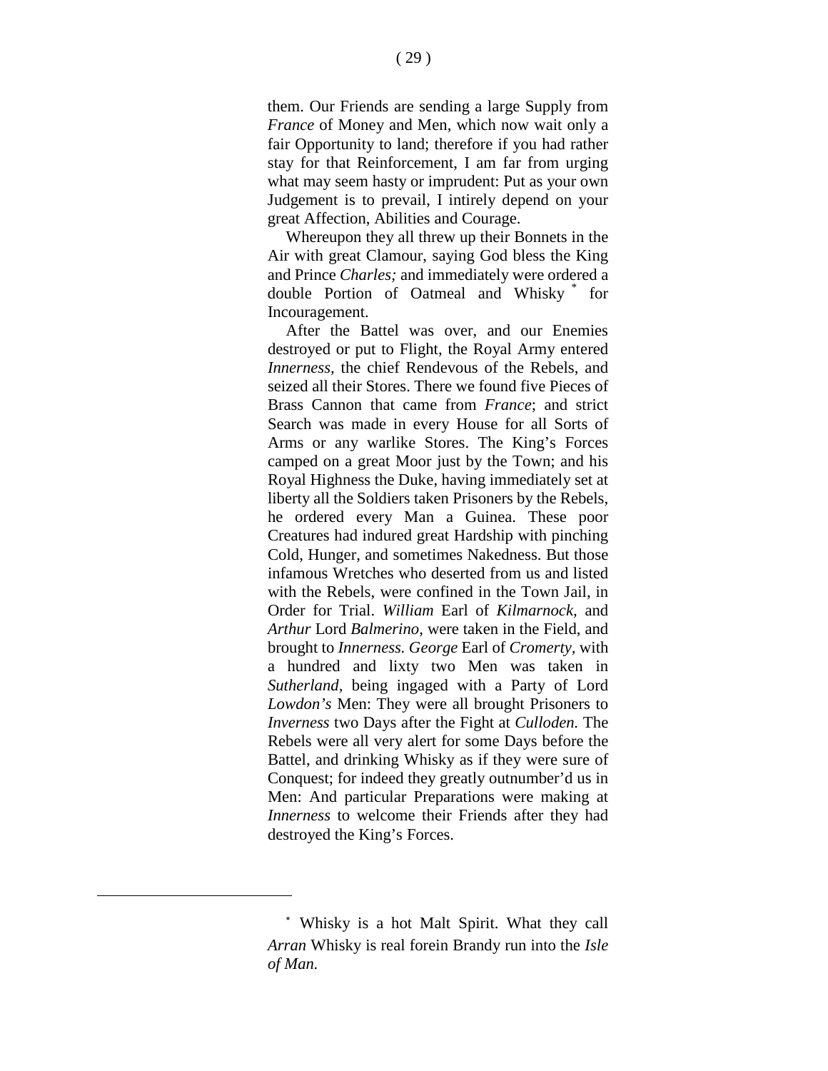them. Our Friends are sending a large Supply from *France* of Money and Men, which now wait only a fair Opportunity to land; therefore if you had rather stay for that Reinforcement, I am far from urging what may seem hasty or imprudent: Put as your own Judgement is to prevail, I intirely depend on your great Affection, Abilities and Courage.

Whereupon they all threw up their Bonnets in the Air with great Clamour, saying God bless the King and Prince *Charles;* and immediately were ordered a double Portion of Oatmeal and Whisky [*] for Incouragement.

After the Battel was over, and our Enemies destroyed or put to Flight, the Royal Army entered *Innerness*, the chief Rendevous of the Rebels, and seized all their Stores. There we found five Pieces of Brass Cannon that came from *France*; and strict Search was made in every House for all Sorts of Arms or any warlike Stores. The King's Forces camped on a great Moor just by the Town; and his Royal Highness the Duke, having immediately set at liberty all the Soldiers taken Prisoners by the Rebels, he ordered every Man a Guinea. These poor Creatures had indured great Hardship with pinching Cold, Hunger, and sometimes Nakedness. But those infamous Wretches who deserted from us and listed with the Rebels, were confined in the Town Jail, in Order for Trial. *William* Earl of *Kilmarnock,* and *Arthur* Lord *Balmerino,* were taken in the Field, and brought to *Innerness. George* Earl of *Cromerty,* with a hundred and lixty two Men was taken in *Sutherland,* being ingaged with a Party of Lord *Lowdon's* Men: They were all brought Prisoners to *Inverness* two Days after the Fight at *Culloden.* The Rebels were all very alert for some Days before the Battel, and drinking Whisky as if they were sure of Conquest; for indeed they greatly outnumber'd us in Men: And particular Preparations were making at *Innerness* to welcome their Friends after they had destroyed the King's Forces.

---

[*] Whisky is a hot Malt Spirit. What they call *Arran* Whisky is real forein Brandy run into the *Isle of Man.*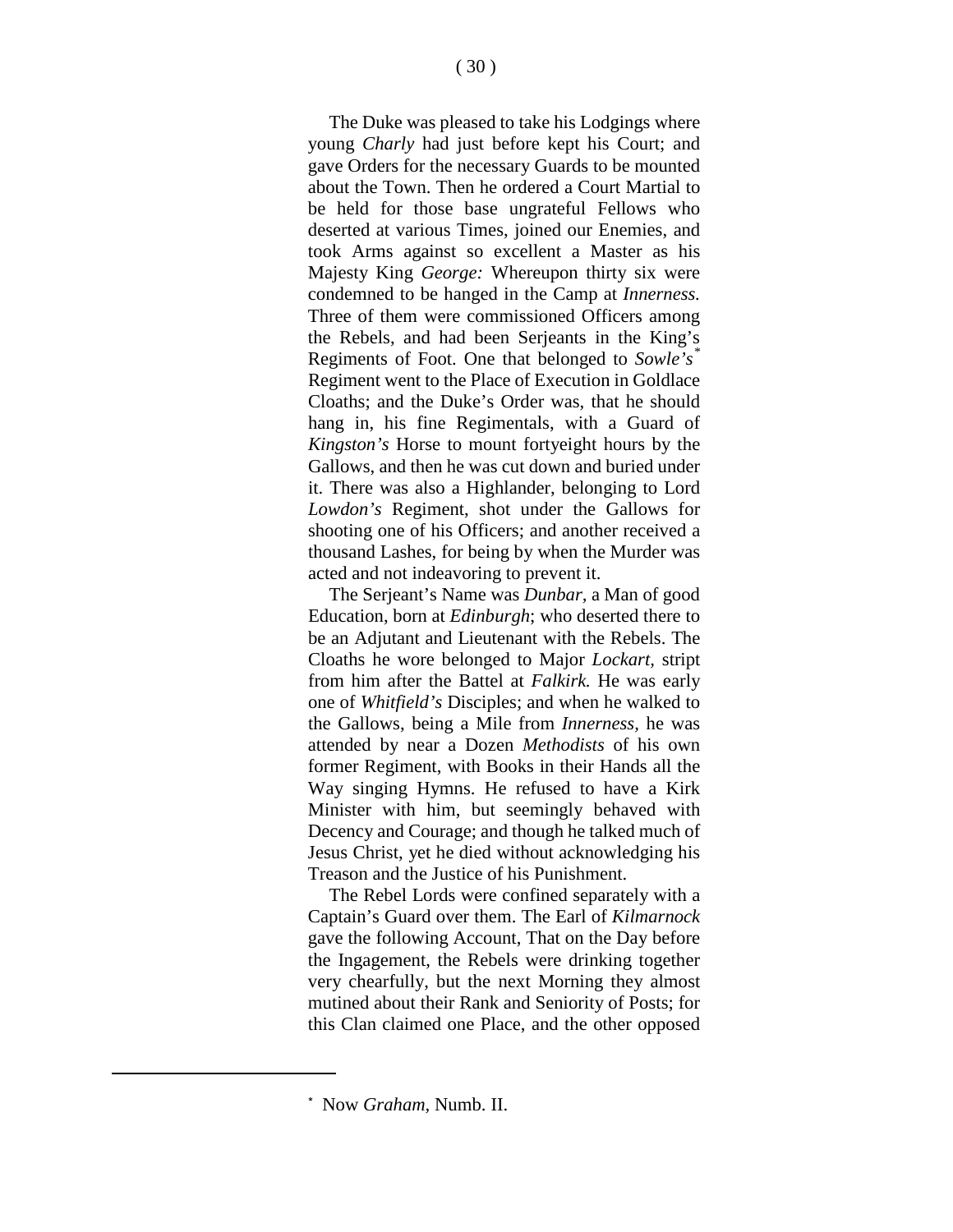The Duke was pleased to take his Lodgings where young *Charly* had just before kept his Court; and gave Orders for the necessary Guards to be mounted about the Town. Then he ordered a Court Martial to be held for those base ungrateful Fellows who deserted at various Times, joined our Enemies, and took Arms against so excellent a Master as his Majesty King *George:* Whereupon thirty six were condemned to be hanged in the Camp at *Innerness.* Three of them were commissioned Officers among the Rebels, and had been Serjeants in the King's Regiments of Foot. One that belonged to *Sowle's*[*] Regiment went to the Place of Execution in Goldlace Cloaths; and the Duke's Order was, that he should hang in, his fine Regimentals, with a Guard of *Kingston's* Horse to mount fortyeight hours by the Gallows, and then he was cut down and buried under it. There was also a Highlander, belonging to Lord *Lowdon's* Regiment, shot under the Gallows for shooting one of his Officers; and another received a thousand Lashes, for being by when the Murder was acted and not indeavoring to prevent it.

The Serjeant's Name was *Dunbar*, a Man of good Education, born at *Edinburgh*; who deserted there to be an Adjutant and Lieutenant with the Rebels. The Cloaths he wore belonged to Major *Lockart*, stript from him after the Battel at *Falkirk.* He was early one of *Whitfield's* Disciples; and when he walked to the Gallows, being a Mile from *Innerness*, he was attended by near a Dozen *Methodists* of his own former Regiment, with Books in their Hands all the Way singing Hymns. He refused to have a Kirk Minister with him, but seemingly behaved with Decency and Courage; and though he talked much of Jesus Christ, yet he died without acknowledging his Treason and the Justice of his Punishment.

The Rebel Lords were confined separately with a Captain's Guard over them. The Earl of *Kilmarnock* gave the following Account, That on the Day before the Ingagement, the Rebels were drinking together very chearfully, but the next Morning they almost mutined about their Rank and Seniority of Posts; for this Clan claimed one Place, and the other opposed

---

[*] Now *Graham*, Numb. II.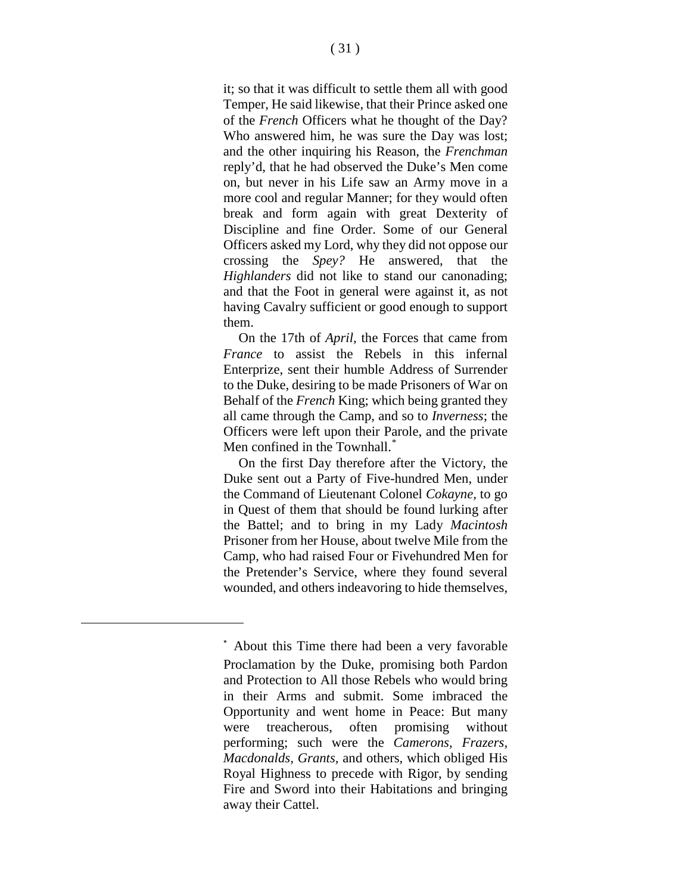it; so that it was difficult to settle them all with good Temper, He said likewise, that their Prince asked one of the *French* Officers what he thought of the Day? Who answered him, he was sure the Day was lost; and the other inquiring his Reason, the *Frenchman* reply'd, that he had observed the Duke's Men come on, but never in his Life saw an Army move in a more cool and regular Manner; for they would often break and form again with great Dexterity of Discipline and fine Order. Some of our General Officers asked my Lord, why they did not oppose our crossing the *Spey?* He answered, that the *Highlanders* did not like to stand our canonading; and that the Foot in general were against it, as not having Cavalry sufficient or good enough to support them.

On the 17th of *April*, the Forces that came from *France* to assist the Rebels in this infernal Enterprize, sent their humble Address of Surrender to the Duke, desiring to be made Prisoners of War on Behalf of the *French* King; which being granted they all came through the Camp, and so to *Inverness*; the Officers were left upon their Parole, and the private Men confined in the Townhall.[*]

On the first Day therefore after the Victory, the Duke sent out a Party of Five-hundred Men, under the Command of Lieutenant Colonel *Cokayne*, to go in Quest of them that should be found lurking after the Battel; and to bring in my Lady *Macintosh* Prisoner from her House, about twelve Mile from the Camp, who had raised Four or Fivehundred Men for the Pretender's Service, where they found several wounded, and others indeavoring to hide themselves,

---

[*] About this Time there had been a very favorable Proclamation by the Duke, promising both Pardon and Protection to All those Rebels who would bring in their Arms and submit. Some imbraced the Opportunity and went home in Peace: But many were treacherous, often promising without performing; such were the *Camerons*, *Frazers*, *Macdonalds*, *Grants*, and others, which obliged His Royal Highness to precede with Rigor, by sending Fire and Sword into their Habitations and bringing away their Cattel.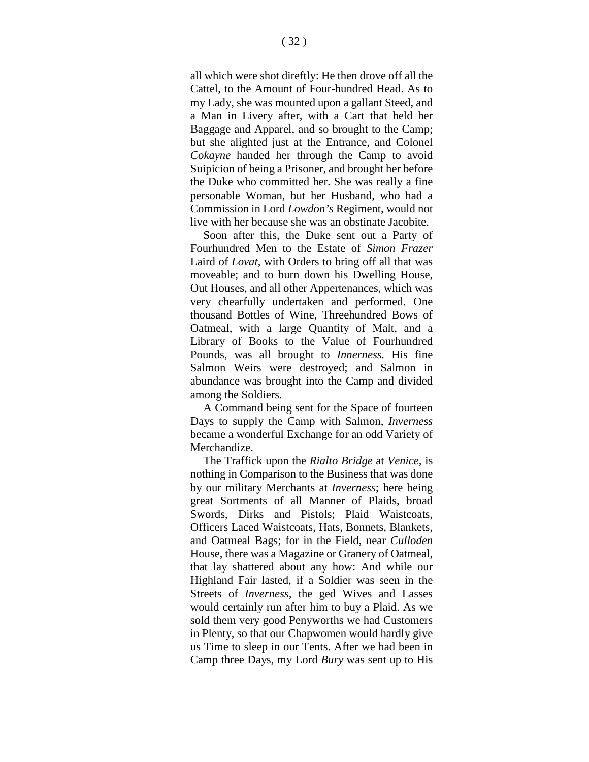all which were shot direftly: He then drove off all the Cattel, to the Amount of Four-hundred Head. As to my Lady, she was mounted upon a gallant Steed, and a Man in Livery after, with a Cart that held her Baggage and Apparel, and so brought to the Camp; but she alighted just at the Entrance, and Colonel *Cokayne* handed her through the Camp to avoid Suipicion of being a Prisoner, and brought her before the Duke who committed her. She was really a fine personable Woman, but her Husband, who had a Commission in Lord *Lowdon's* Regiment, would not live with her because she was an obstinate Jacobite.

Soon after this, the Duke sent out a Party of Fourhundred Men to the Estate of *Simon Frazer* Laird of *Lovat*, with Orders to bring off all that was moveable; and to burn down his Dwelling House, Out Houses, and all other Appertenances, which was very chearfully undertaken and performed. One thousand Bottles of Wine, Threehundred Bows of Oatmeal, with a large Quantity of Malt, and a Library of Books to the Value of Fourhundred Pounds, was all brought to *Innerness*. His fine Salmon Weirs were destroyed; and Salmon in abundance was brought into the Camp and divided among the Soldiers.

A Command being sent for the Space of fourteen Days to supply the Camp with Salmon, *Inverness* became a wonderful Exchange for an odd Variety of Merchandize.

The Traffick upon the *Rialto Bridge* at *Venice*, is nothing in Comparison to the Business that was done by our military Merchants at *Inverness*; here being great Sortments of all Manner of Plaids, broad Swords, Dirks and Pistols; Plaid Waistcoats, Officers Laced Waistcoats, Hats, Bonnets, Blankets, and Oatmeal Bags; for in the Field, near *Culloden* House, there was a Magazine or Granery of Oatmeal, that lay shattered about any how: And while our Highland Fair lasted, if a Soldier was seen in the Streets of *Inverness*, the ged Wives and Lasses would certainly run after him to buy a Plaid. As we sold them very good Penyworths we had Customers in Plenty, so that our Chapwomen would hardly give us Time to sleep in our Tents. After we had been in Camp three Days, my Lord *Bury* was sent up to His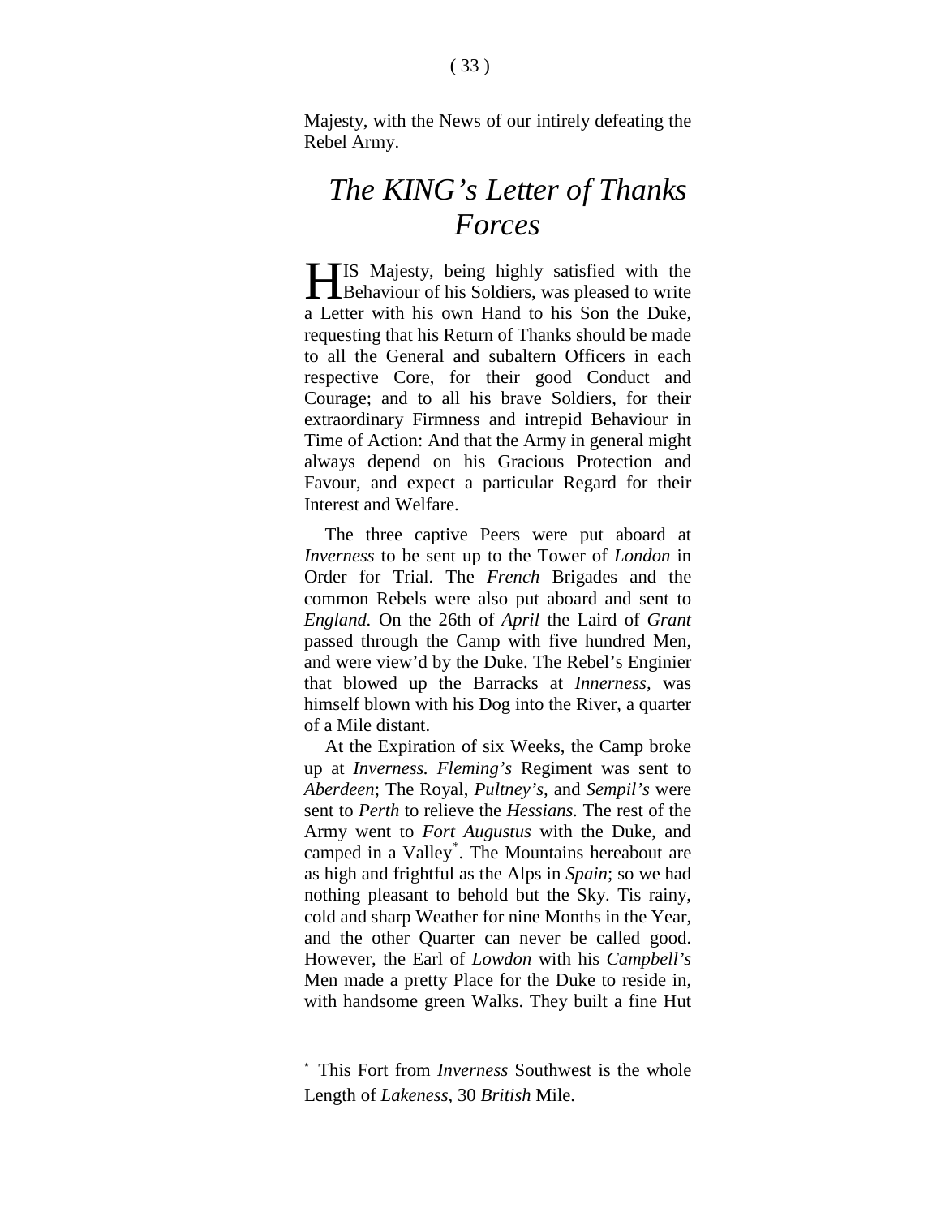Majesty, with the News of our intirely defeating the Rebel Army.

## *The KING's Letter of Thanks Forces*

HIS Majesty, being highly satisfied with the Behaviour of his Soldiers, was pleased to write a Letter with his own Hand to his Son the Duke, requesting that his Return of Thanks should be made to all the General and subaltern Officers in each respective Core, for their good Conduct and Courage; and to all his brave Soldiers, for their extraordinary Firmness and intrepid Behaviour in Time of Action: And that the Army in general might always depend on his Gracious Protection and Favour, and expect a particular Regard for their Interest and Welfare.

The three captive Peers were put aboard at *Inverness* to be sent up to the Tower of *London* in Order for Trial. The *French* Brigades and the common Rebels were also put aboard and sent to *England.* On the 26th of *April* the Laird of *Grant* passed through the Camp with five hundred Men, and were view'd by the Duke. The Rebel's Enginier that blowed up the Barracks at *Innerness,* was himself blown with his Dog into the River, a quarter of a Mile distant.

At the Expiration of six Weeks, the Camp broke up at *Inverness. Fleming's* Regiment was sent to *Aberdeen*; The Royal, *Pultney's,* and *Sempil's* were sent to *Perth* to relieve the *Hessians.* The rest of the Army went to *Fort Augustus* with the Duke, and camped in a Valley*. The Mountains hereabout are as high and frightful as the Alps in *Spain*; so we had nothing pleasant to behold but the Sky. Tis rainy, cold and sharp Weather for nine Months in the Year, and the other Quarter can never be called good. However, the Earl of *Lowdon* with his *Campbell's* Men made a pretty Place for the Duke to reside in, with handsome green Walks. They built a fine Hut

---

* This Fort from *Inverness* Southwest is the whole Length of *Lakeness,* 30 *British* Mile.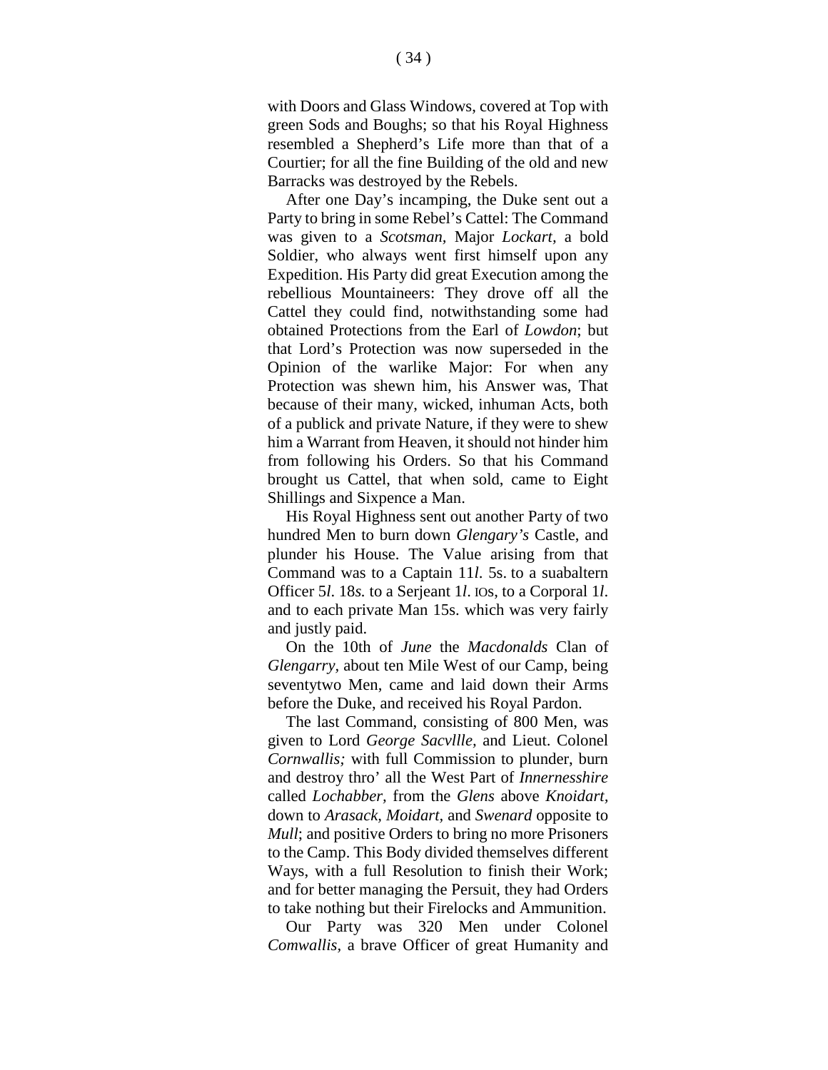with Doors and Glass Windows, covered at Top with green Sods and Boughs; so that his Royal Highness resembled a Shepherd's Life more than that of a Courtier; for all the fine Building of the old and new Barracks was destroyed by the Rebels.

After one Day's incamping, the Duke sent out a Party to bring in some Rebel's Cattel: The Command was given to a *Scotsman*, Major *Lockart*, a bold Soldier, who always went first himself upon any Expedition. His Party did great Execution among the rebellious Mountaineers: They drove off all the Cattel they could find, notwithstanding some had obtained Protections from the Earl of *Lowdon*; but that Lord's Protection was now superseded in the Opinion of the warlike Major: For when any Protection was shewn him, his Answer was, That because of their many, wicked, inhuman Acts, both of a publick and private Nature, if they were to shew him a Warrant from Heaven, it should not hinder him from following his Orders. So that his Command brought us Cattel, that when sold, came to Eight Shillings and Sixpence a Man.

His Royal Highness sent out another Party of two hundred Men to burn down *Glengary's* Castle, and plunder his House. The Value arising from that Command was to a Captain 11*l.* 5s. to a suabaltern Officer 5*l.* 18*s.* to a Serjeant 1*l.* IOs, to a Corporal 1*l.* and to each private Man 15s. which was very fairly and justly paid.

On the 10th of *June* the *Macdonalds* Clan of *Glengarry*, about ten Mile West of our Camp, being seventytwo Men, came and laid down their Arms before the Duke, and received his Royal Pardon.

The last Command, consisting of 800 Men, was given to Lord *George Sacvllle,* and Lieut. Colonel *Cornwallis;* with full Commission to plunder, burn and destroy thro' all the West Part of *Innernesshire* called *Lochabber,* from the *Glens* above *Knoidart,* down to *Arasack*, *Moidart,* and *Swenard* opposite to *Mull*; and positive Orders to bring no more Prisoners to the Camp. This Body divided themselves different Ways, with a full Resolution to finish their Work; and for better managing the Persuit, they had Orders to take nothing but their Firelocks and Ammunition.

Our Party was 320 Men under Colonel *Comwallis*, a brave Officer of great Humanity and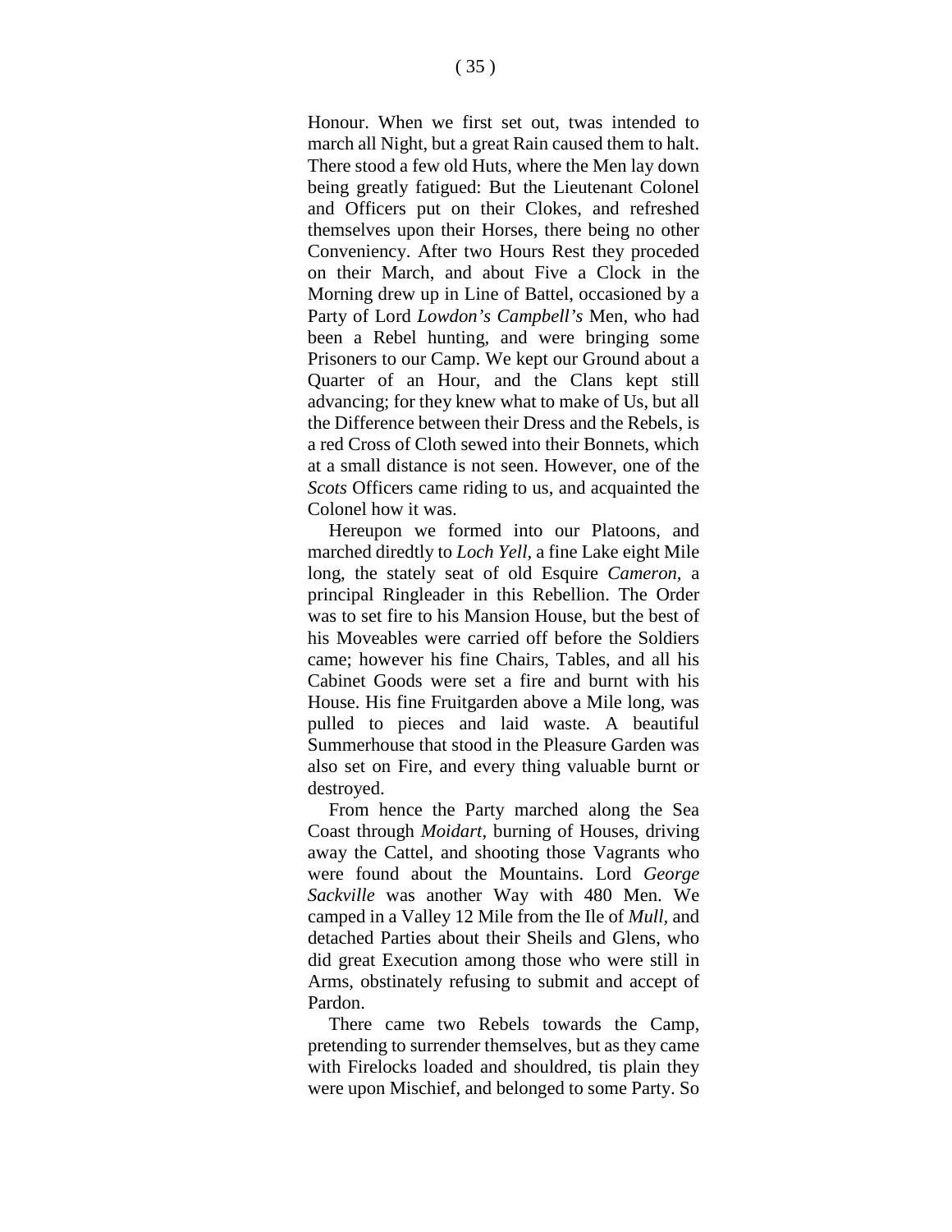Honour. When we first set out, twas intended to march all Night, but a great Rain caused them to halt. There stood a few old Huts, where the Men lay down being greatly fatigued: But the Lieutenant Colonel and Officers put on their Clokes, and refreshed themselves upon their Horses, there being no other Conveniency. After two Hours Rest they proceded on their March, and about Five a Clock in the Morning drew up in Line of Battel, occasioned by a Party of Lord *Lowdon's Campbell's* Men, who had been a Rebel hunting, and were bringing some Prisoners to our Camp. We kept our Ground about a Quarter of an Hour, and the Clans kept still advancing; for they knew what to make of Us, but all the Difference between their Dress and the Rebels, is a red Cross of Cloth sewed into their Bonnets, which at a small distance is not seen. However, one of the *Scots* Officers came riding to us, and acquainted the Colonel how it was.

Hereupon we formed into our Platoons, and marched diredtly to *Loch Yell,* a fine Lake eight Mile long, the stately seat of old Esquire *Cameron,* a principal Ringleader in this Rebellion. The Order was to set fire to his Mansion House, but the best of his Moveables were carried off before the Soldiers came; however his fine Chairs, Tables, and all his Cabinet Goods were set a fire and burnt with his House. His fine Fruitgarden above a Mile long, was pulled to pieces and laid waste. A beautiful Summerhouse that stood in the Pleasure Garden was also set on Fire, and every thing valuable burnt or destroyed.

From hence the Party marched along the Sea Coast through *Moidart*, burning of Houses, driving away the Cattel, and shooting those Vagrants who were found about the Mountains. Lord *George Sackville* was another Way with 480 Men. We camped in a Valley 12 Mile from the Ile of *Mull*, and detached Parties about their Sheils and Glens, who did great Execution among those who were still in Arms, obstinately refusing to submit and accept of Pardon.

There came two Rebels towards the Camp, pretending to surrender themselves, but as they came with Firelocks loaded and shouldred, tis plain they were upon Mischief, and belonged to some Party. So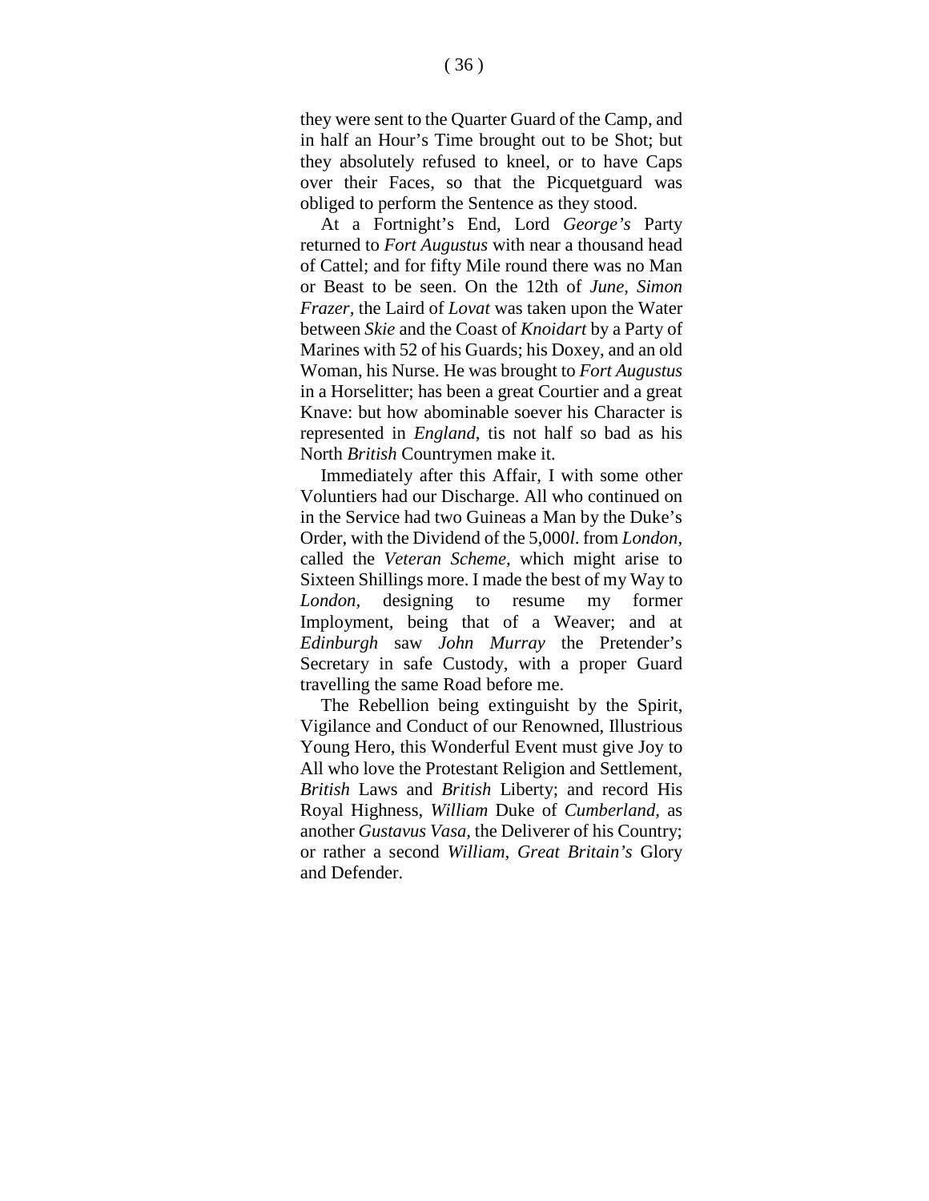they were sent to the Quarter Guard of the Camp, and in half an Hour's Time brought out to be Shot; but they absolutely refused to kneel, or to have Caps over their Faces, so that the Picquetguard was obliged to perform the Sentence as they stood.

At a Fortnight's End, Lord *George's* Party returned to *Fort Augustus* with near a thousand head of Cattel; and for fifty Mile round there was no Man or Beast to be seen. On the 12th of *June*, *Simon Frazer*, the Laird of *Lovat* was taken upon the Water between *Skie* and the Coast of *Knoidart* by a Party of Marines with 52 of his Guards; his Doxey, and an old Woman, his Nurse. He was brought to *Fort Augustus* in a Horselitter; has been a great Courtier and a great Knave: but how abominable soever his Character is represented in *England*, tis not half so bad as his North *British* Countrymen make it.

Immediately after this Affair, I with some other Voluntiers had our Discharge. All who continued on in the Service had two Guineas a Man by the Duke's Order, with the Dividend of the 5,000*l.* from *London*, called the *Veteran Scheme*, which might arise to Sixteen Shillings more. I made the best of my Way to *London*, designing to resume my former Imployment, being that of a Weaver; and at *Edinburgh* saw *John Murray* the Pretender's Secretary in safe Custody, with a proper Guard travelling the same Road before me.

The Rebellion being extinguisht by the Spirit, Vigilance and Conduct of our Renowned, Illustrious Young Hero, this Wonderful Event must give Joy to All who love the Protestant Religion and Settlement, *British* Laws and *British* Liberty; and record His Royal Highness, *William* Duke of *Cumberland*, as another *Gustavus Vasa*, the Deliverer of his Country; or rather a second *William*, *Great Britain's* Glory and Defender.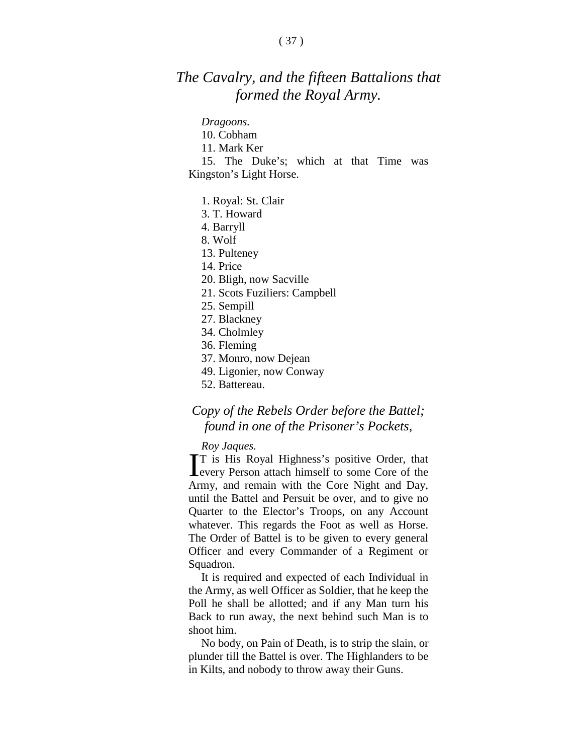## *The Cavalry, and the fifteen Battalions that formed the Royal Army.*

*Dragoons.*

10. Cobham

11. Mark Ker

15. The Duke's; which at that Time was Kingston's Light Horse.

1. Royal: St. Clair

3. T. Howard

4. Barryll

8. Wolf

13. Pulteney

14. Price

20. Bligh, now Sacville

21. Scots Fuziliers: Campbell

25. Sempill

27. Blackney

34. Cholmley

36. Fleming

37. Monro, now Dejean

49. Ligonier, now Conway

52. Battereau.

## *Copy of the Rebels Order before the Battel; found in one of the Prisoner's Pockets,*

*Roy Jaques.*

IT is His Royal Highness's positive Order, that every Person attach himself to some Core of the Army, and remain with the Core Night and Day, until the Battel and Persuit be over, and to give no Quarter to the Elector's Troops, on any Account whatever. This regards the Foot as well as Horse. The Order of Battel is to be given to every general Officer and every Commander of a Regiment or Squadron.

It is required and expected of each Individual in the Army, as well Officer as Soldier, that he keep the Poll he shall be allotted; and if any Man turn his Back to run away, the next behind such Man is to shoot him.

No body, on Pain of Death, is to strip the slain, or plunder till the Battel is over. The Highlanders to be in Kilts, and nobody to throw away their Guns.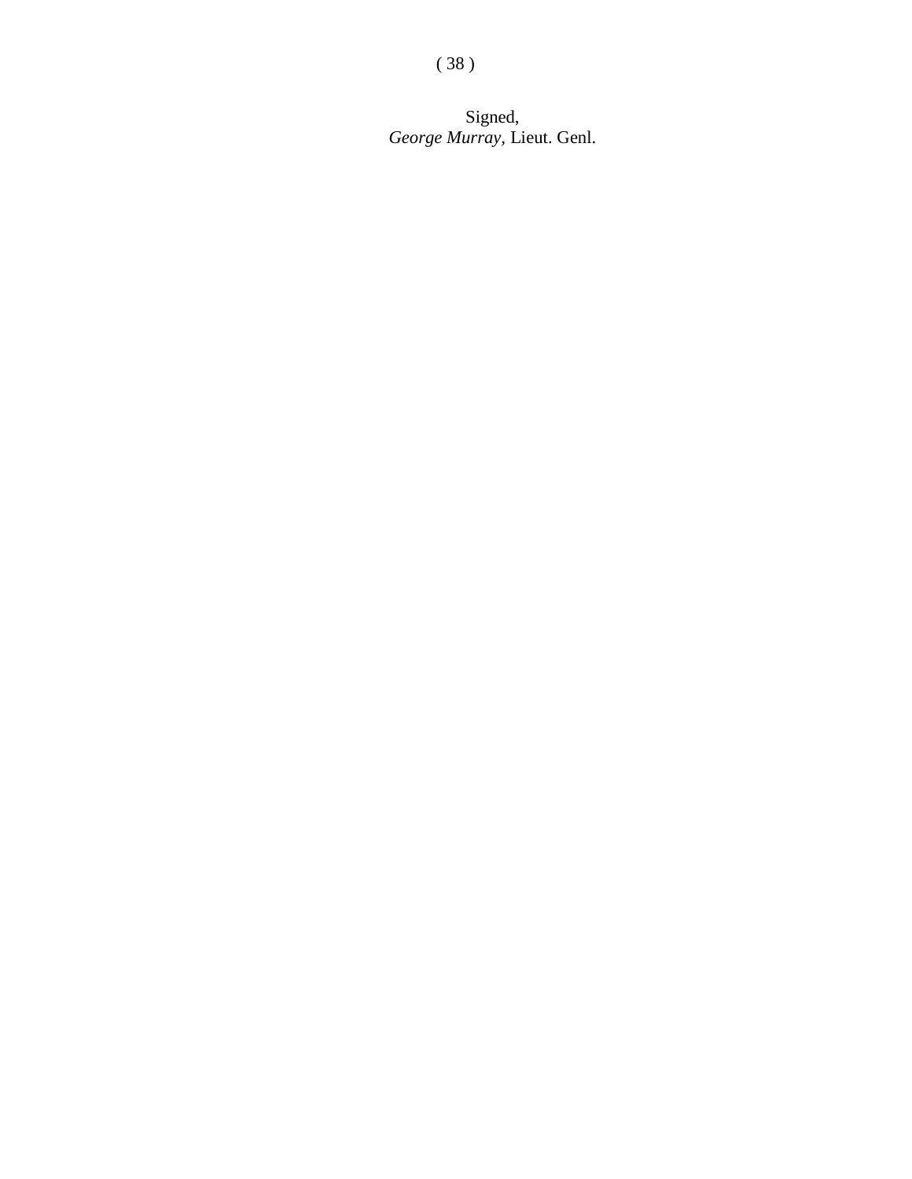Signed,
*George Murray*, Lieut. Genl.